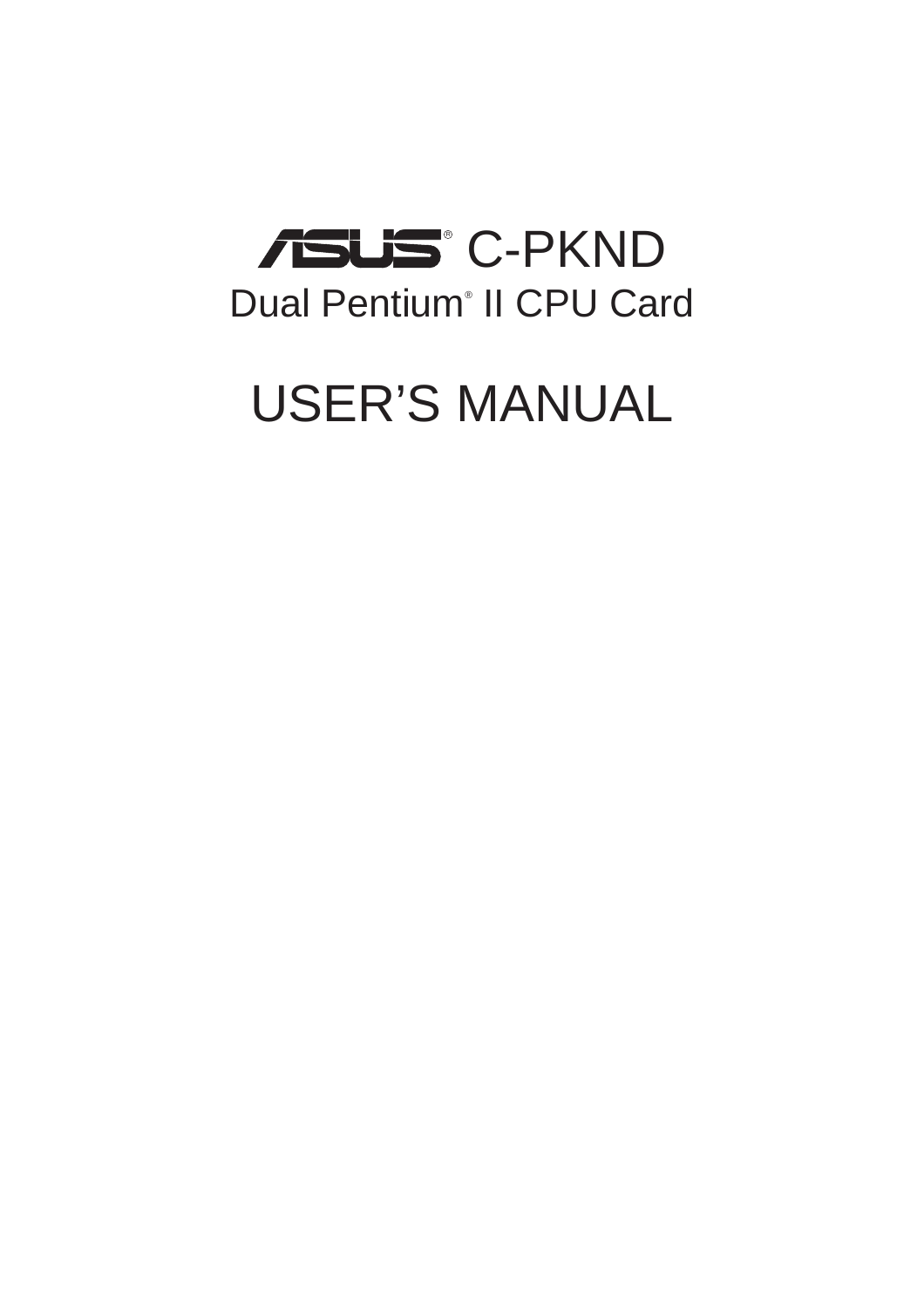# ASUS® C-PKND

## Dual Pentium® II CPU Card

# USER'S MANUAL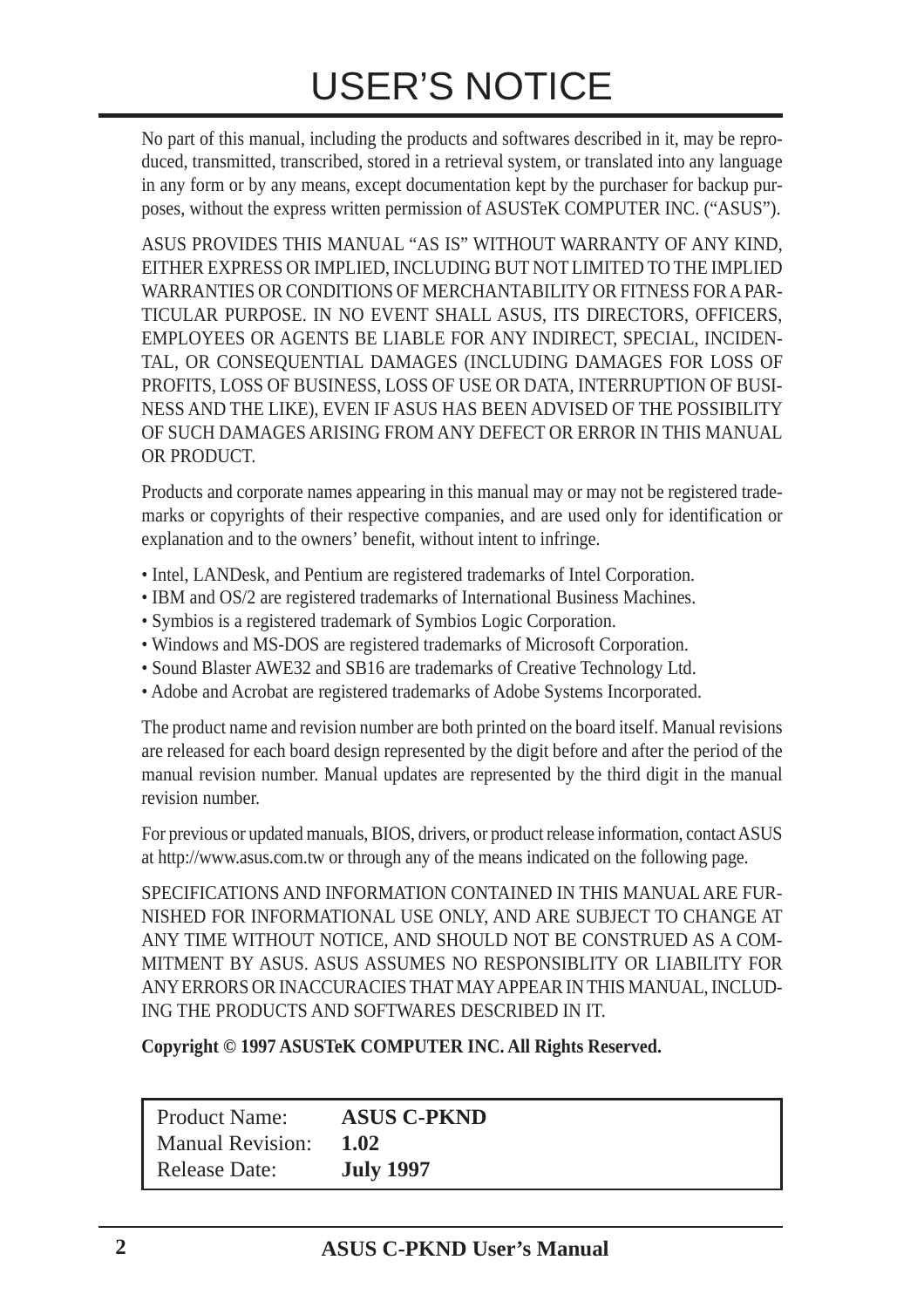# USER'S NOTICE

No part of this manual, including the products and softwares described in it, may be reproduced, transmitted, transcribed, stored in a retrieval system, or translated into any language in any form or by any means, except documentation kept by the purchaser for backup purposes, without the express written permission of ASUSTeK COMPUTER INC. ("ASUS").

ASUS PROVIDES THIS MANUAL "AS IS" WITHOUT WARRANTY OF ANY KIND, EITHER EXPRESS OR IMPLIED, INCLUDING BUT NOT LIMITED TO THE IMPLIED WARRANTIES OR CONDITIONS OF MERCHANTABILITY OR FITNESS FOR A PARTICULAR PURPOSE. IN NO EVENT SHALL ASUS, ITS DIRECTORS, OFFICERS, EMPLOYEES OR AGENTS BE LIABLE FOR ANY INDIRECT, SPECIAL, INCIDENTAL, OR CONSEQUENTIAL DAMAGES (INCLUDING DAMAGES FOR LOSS OF PROFITS, LOSS OF BUSINESS, LOSS OF USE OR DATA, INTERRUPTION OF BUSINESS AND THE LIKE), EVEN IF ASUS HAS BEEN ADVISED OF THE POSSIBILITY OF SUCH DAMAGES ARISING FROM ANY DEFECT OR ERROR IN THIS MANUAL OR PRODUCT.

Products and corporate names appearing in this manual may or may not be registered trademarks or copyrights of their respective companies, and are used only for identification or explanation and to the owners' benefit, without intent to infringe.

- Intel, LANDesk, and Pentium are registered trademarks of Intel Corporation.
- IBM and OS/2 are registered trademarks of International Business Machines.
- Symbios is a registered trademark of Symbios Logic Corporation.
- Windows and MS-DOS are registered trademarks of Microsoft Corporation.
- Sound Blaster AWE32 and SB16 are trademarks of Creative Technology Ltd.
- Adobe and Acrobat are registered trademarks of Adobe Systems Incorporated.

The product name and revision number are both printed on the board itself. Manual revisions are released for each board design represented by the digit before and after the period of the manual revision number. Manual updates are represented by the third digit in the manual revision number.

For previous or updated manuals, BIOS, drivers, or product release information, contact ASUS at http://www.asus.com.tw or through any of the means indicated on the following page.

SPECIFICATIONS AND INFORMATION CONTAINED IN THIS MANUAL ARE FURNISHED FOR INFORMATIONAL USE ONLY, AND ARE SUBJECT TO CHANGE AT ANY TIME WITHOUT NOTICE, AND SHOULD NOT BE CONSTRUED AS A COMMITMENT BY ASUS. ASUS ASSUMES NO RESPONSIBLITY OR LIABILITY FOR ANY ERRORS OR INACCURACIES THAT MAY APPEAR IN THIS MANUAL, INCLUDING THE PRODUCTS AND SOFTWARES DESCRIBED IN IT.

**Copyright © 1997 ASUSTeK COMPUTER INC. All Rights Reserved.**

| | |
|---|---|
| Product Name: | **ASUS C-PKND** |
| Manual Revision: | **1.02** |
| Release Date: | **July 1997** |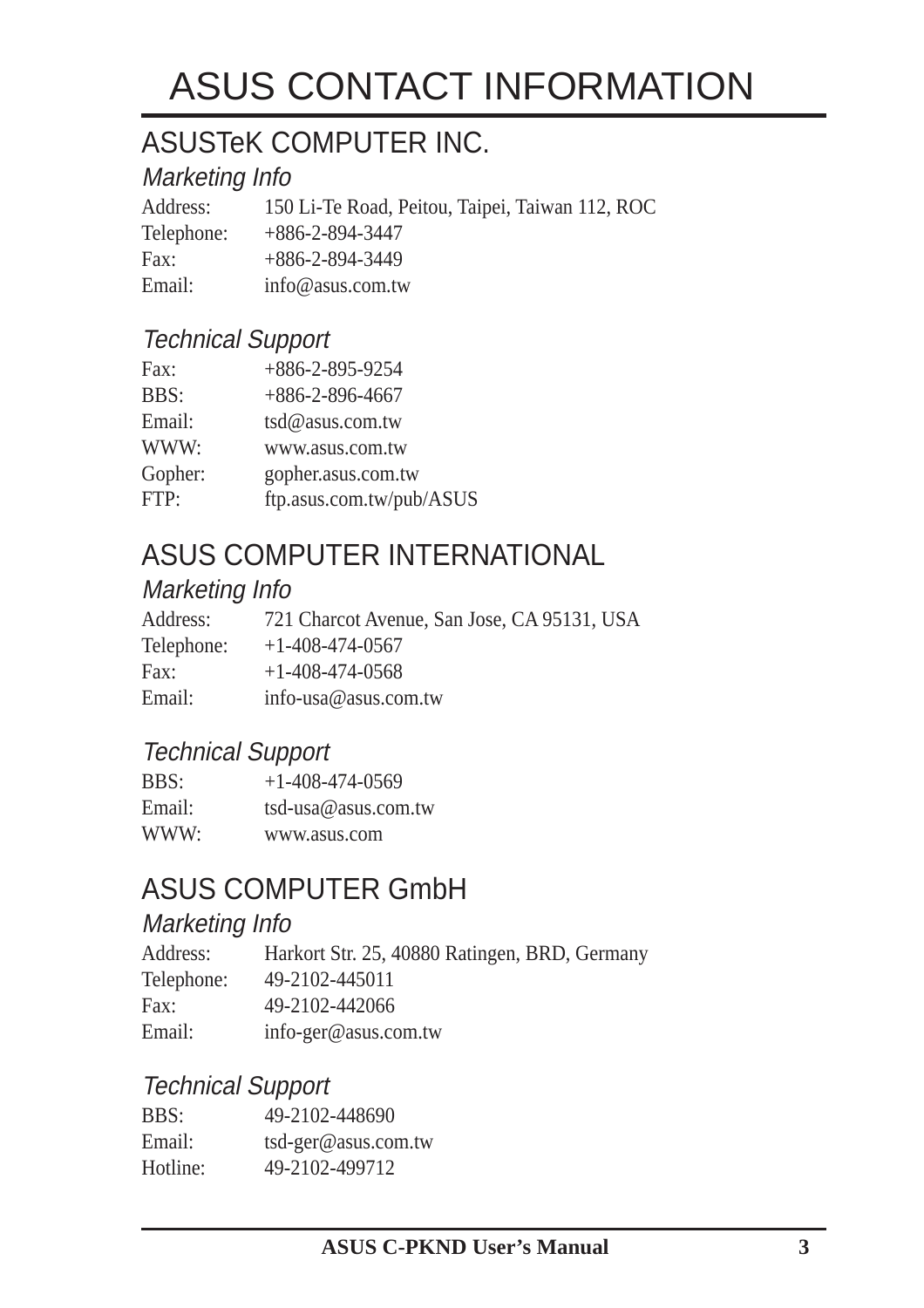# ASUS CONTACT INFORMATION

## ASUSTeK COMPUTER INC.

### *Marketing Info*

| | |
|---|---|
| Address: | 150 Li-Te Road, Peitou, Taipei, Taiwan 112, ROC |
| Telephone: | +886-2-894-3447 |
| Fax: | +886-2-894-3449 |
| Email: | info@asus.com.tw |

### *Technical Support*

| | |
|---|---|
| Fax: | +886-2-895-9254 |
| BBS: | +886-2-896-4667 |
| Email: | tsd@asus.com.tw |
| WWW: | www.asus.com.tw |
| Gopher: | gopher.asus.com.tw |
| FTP: | ftp.asus.com.tw/pub/ASUS |

## ASUS COMPUTER INTERNATIONAL

### *Marketing Info*

| | |
|---|---|
| Address: | 721 Charcot Avenue, San Jose, CA 95131, USA |
| Telephone: | +1-408-474-0567 |
| Fax: | +1-408-474-0568 |
| Email: | info-usa@asus.com.tw |

### *Technical Support*

| | |
|---|---|
| BBS: | +1-408-474-0569 |
| Email: | tsd-usa@asus.com.tw |
| WWW: | www.asus.com |

## ASUS COMPUTER GmbH

### *Marketing Info*

| | |
|---|---|
| Address: | Harkort Str. 25, 40880 Ratingen, BRD, Germany |
| Telephone: | 49-2102-445011 |
| Fax: | 49-2102-442066 |
| Email: | info-ger@asus.com.tw |

### *Technical Support*

| | |
|---|---|
| BBS: | 49-2102-448690 |
| Email: | tsd-ger@asus.com.tw |
| Hotline: | 49-2102-499712 |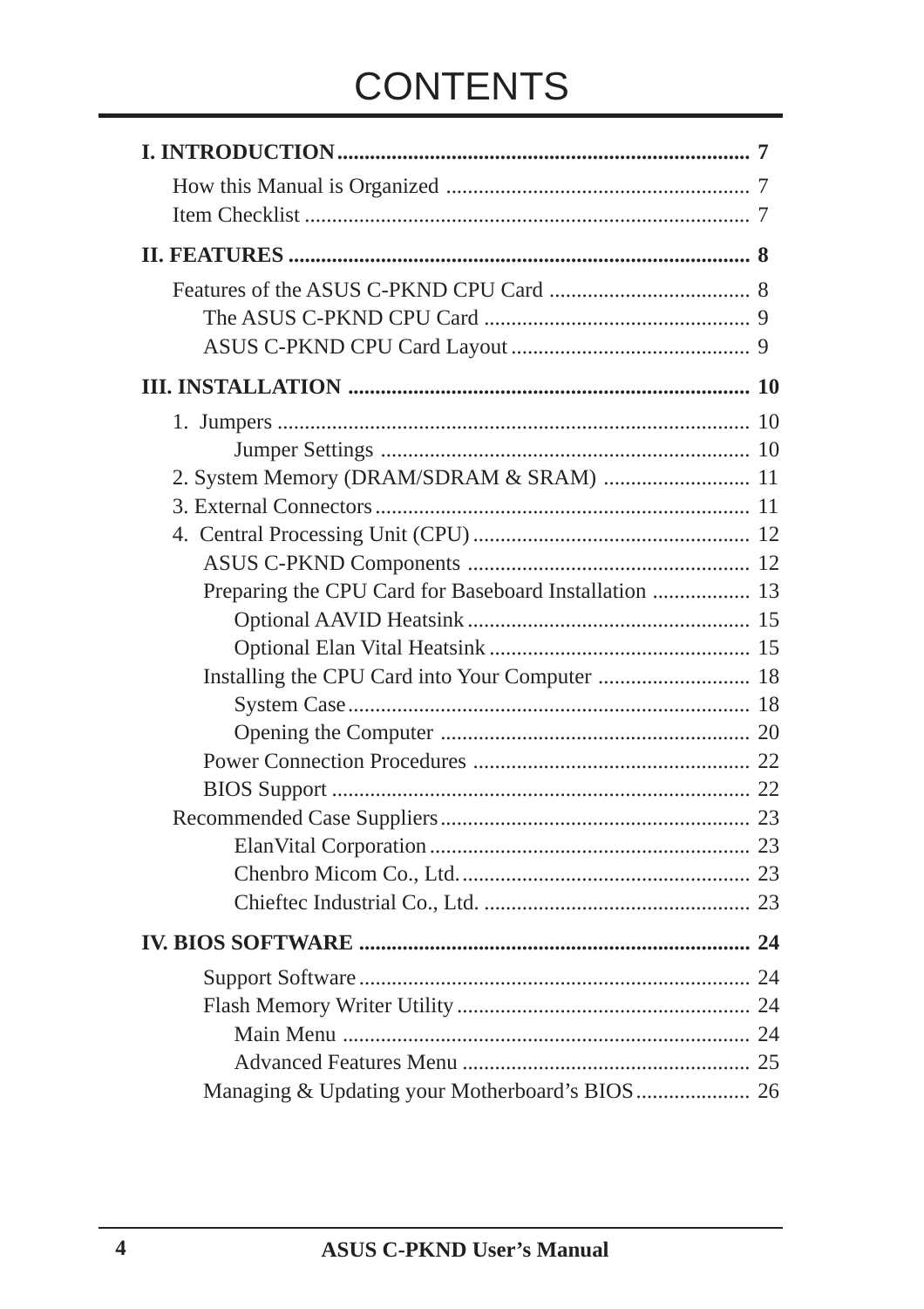# CONTENTS

**I. INTRODUCTION............................................................................ 7**

- How this Manual is Organized ........................................................ 7
- Item Checklist ................................................................................. 7

**II. FEATURES .................................................................................... 8**

- Features of the ASUS C-PKND CPU Card ..................................... 8
  - The ASUS C-PKND CPU Card ................................................. 9
  - ASUS C-PKND CPU Card Layout ............................................ 9

**III. INSTALLATION ......................................................................... 10**

- 1. Jumpers ...................................................................................... 10
  - Jumper Settings .................................................................... 10
- 2. System Memory (DRAM/SDRAM & SRAM) ........................... 11
- 3. External Connectors.................................................................... 11
- 4. Central Processing Unit (CPU)................................................... 12
  - ASUS C-PKND Components .................................................... 12
  - Preparing the CPU Card for Baseboard Installation .................. 13
    - Optional AAVID Heatsink.................................................... 15
    - Optional Elan Vital Heatsink................................................ 15
  - Installing the CPU Card into Your Computer ............................ 18
    - System Case.......................................................................... 18
    - Opening the Computer ......................................................... 20
  - Power Connection Procedures ................................................... 22
  - BIOS Support ............................................................................ 22
- Recommended Case Suppliers......................................................... 23
  - ElanVital Corporation........................................................... 23
  - Chenbro Micom Co., Ltd...................................................... 23
  - Chieftec Industrial Co., Ltd. ................................................. 23

**IV. BIOS SOFTWARE ........................................................................ 24**

- Support Software....................................................................... 24
- Flash Memory Writer Utility...................................................... 24
  - Main Menu ........................................................................... 24
  - Advanced Features Menu ..................................................... 25
- Managing & Updating your Motherboard's BIOS..................... 26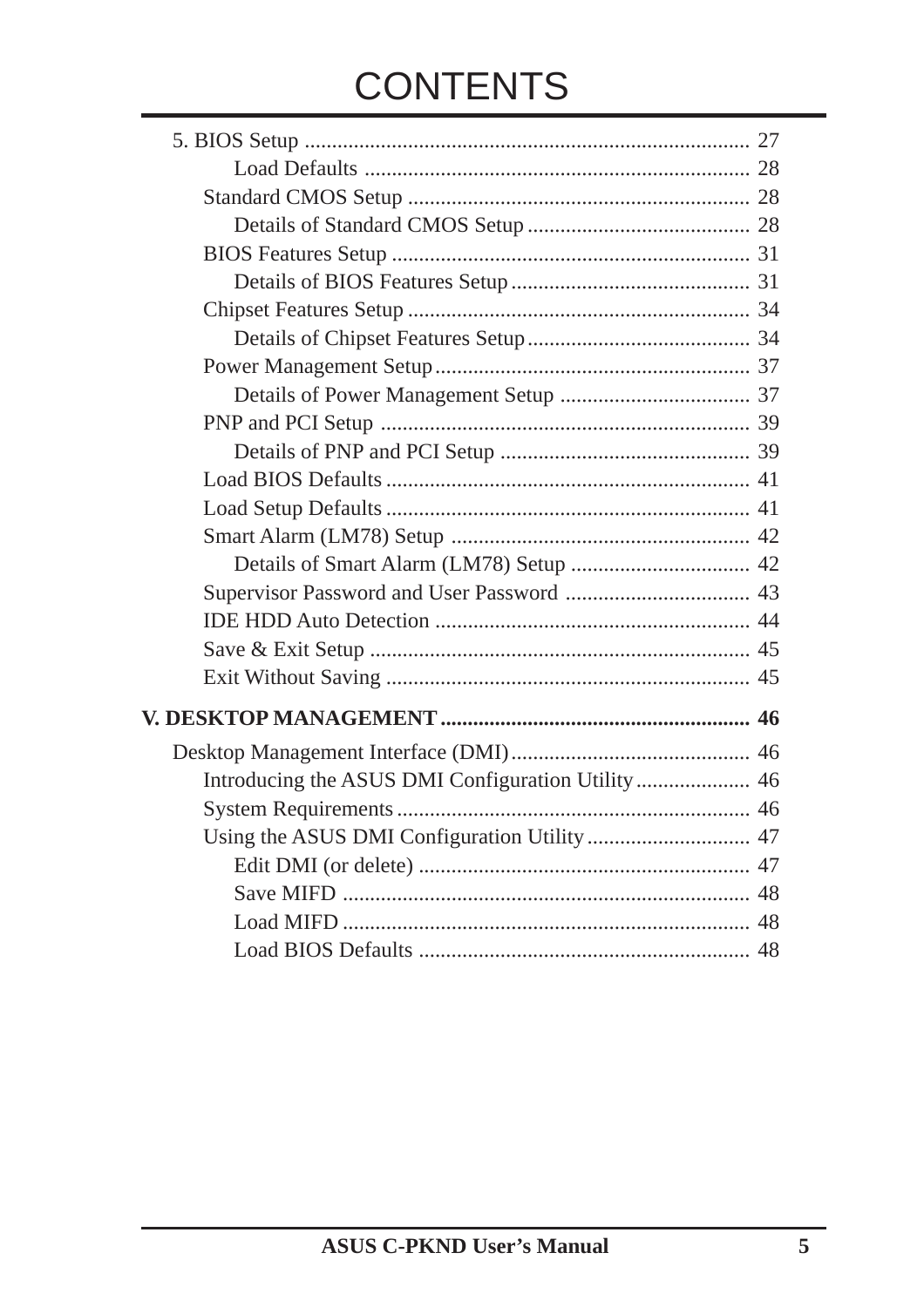# CONTENTS

5. BIOS Setup ................................................................................ 27
    - Load Defaults ...................................................................... 28
  - Standard CMOS Setup .............................................................. 28
    - Details of Standard CMOS Setup ........................................ 28
  - BIOS Features Setup ................................................................ 31
    - Details of BIOS Features Setup ........................................... 31
  - Chipset Features Setup ............................................................. 34
    - Details of Chipset Features Setup ........................................ 34
  - Power Management Setup ........................................................ 37
    - Details of Power Management Setup .................................. 37
  - PNP and PCI Setup .................................................................. 39
    - Details of PNP and PCI Setup ............................................. 39
  - Load BIOS Defaults ................................................................. 41
  - Load Setup Defaults ................................................................. 41
  - Smart Alarm (LM78) Setup ..................................................... 42
    - Details of Smart Alarm (LM78) Setup ................................. 42
  - Supervisor Password and User Password ................................. 43
  - IDE HDD Auto Detection ........................................................ 44
  - Save & Exit Setup .................................................................... 45
  - Exit Without Saving ................................................................. 45

**V. DESKTOP MANAGEMENT ........................................................ 46**

Desktop Management Interface (DMI) ........................................... 46
  - Introducing the ASUS DMI Configuration Utility .................... 46
  - System Requirements ............................................................... 46
  - Using the ASUS DMI Configuration Utility ............................. 47
    - Edit DMI (or delete) ............................................................ 47
    - Save MIFD .......................................................................... 48
    - Load MIFD .......................................................................... 48
    - Load BIOS Defaults ............................................................ 48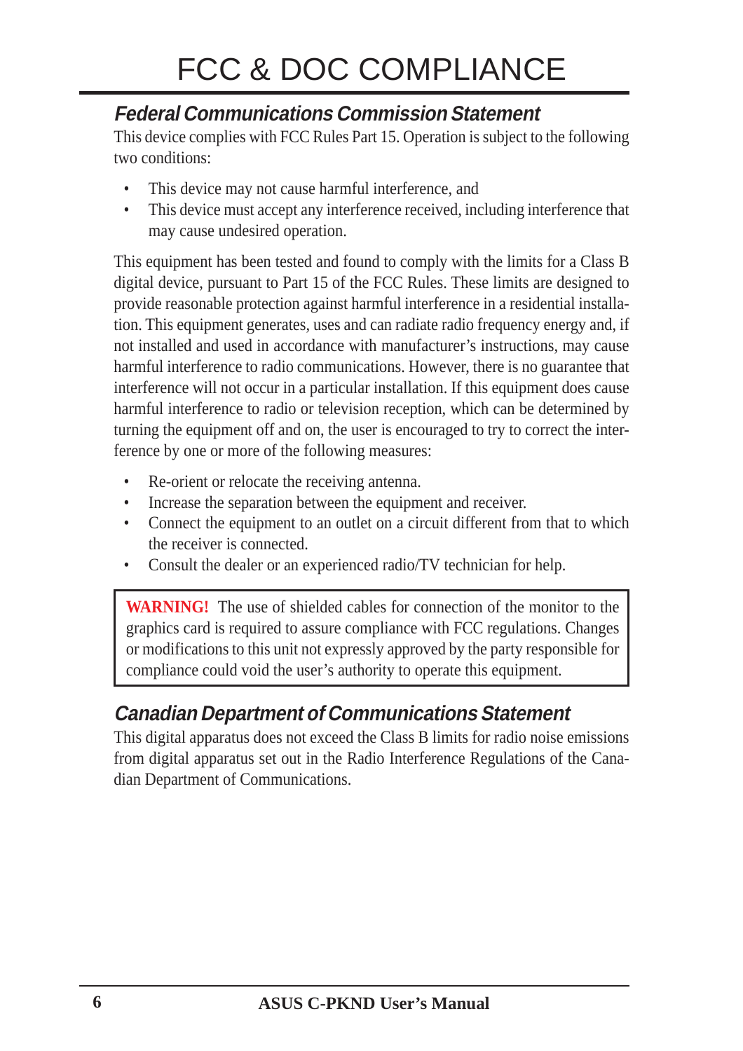# FCC & DOC COMPLIANCE

## *Federal Communications Commission Statement*

This device complies with FCC Rules Part 15. Operation is subject to the following two conditions:

- This device may not cause harmful interference, and
- This device must accept any interference received, including interference that may cause undesired operation.

This equipment has been tested and found to comply with the limits for a Class B digital device, pursuant to Part 15 of the FCC Rules. These limits are designed to provide reasonable protection against harmful interference in a residential installation. This equipment generates, uses and can radiate radio frequency energy and, if not installed and used in accordance with manufacturer's instructions, may cause harmful interference to radio communications. However, there is no guarantee that interference will not occur in a particular installation. If this equipment does cause harmful interference to radio or television reception, which can be determined by turning the equipment off and on, the user is encouraged to try to correct the interference by one or more of the following measures:

- Re-orient or relocate the receiving antenna.
- Increase the separation between the equipment and receiver.
- Connect the equipment to an outlet on a circuit different from that to which the receiver is connected.
- Consult the dealer or an experienced radio/TV technician for help.

> **WARNING!** The use of shielded cables for connection of the monitor to the graphics card is required to assure compliance with FCC regulations. Changes or modifications to this unit not expressly approved by the party responsible for compliance could void the user's authority to operate this equipment.

## *Canadian Department of Communications Statement*

This digital apparatus does not exceed the Class B limits for radio noise emissions from digital apparatus set out in the Radio Interference Regulations of the Canadian Department of Communications.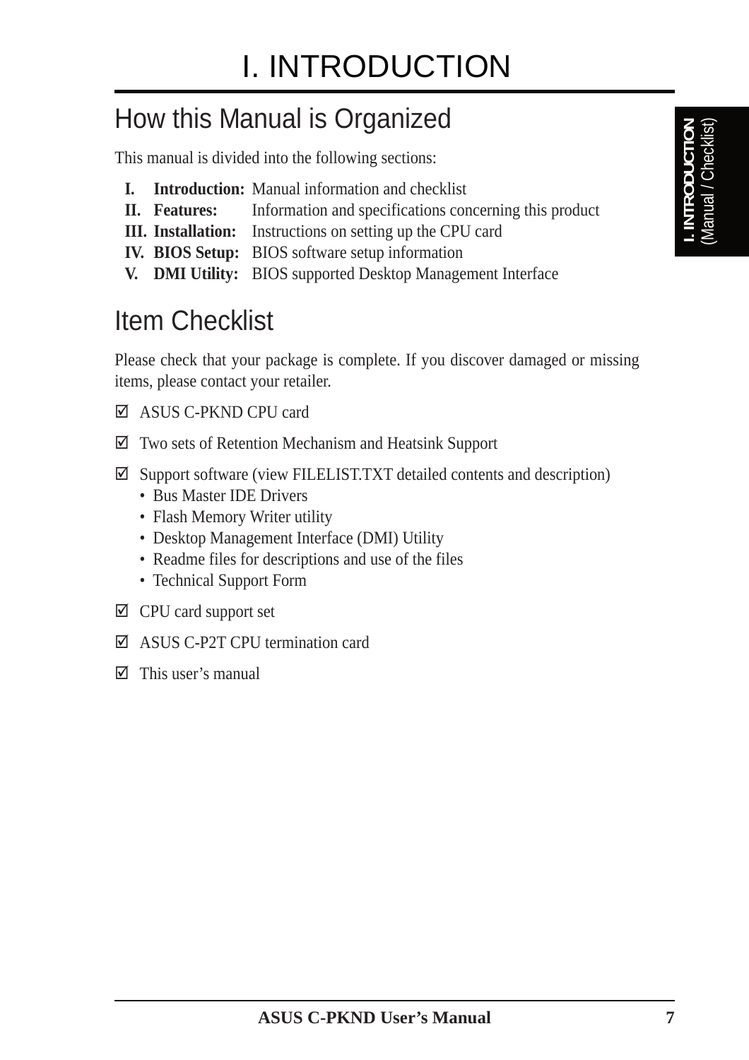# I. INTRODUCTION

## How this Manual is Organized

This manual is divided into the following sections:

| | | |
|---|---|---|
| **I.** | **Introduction:** | Manual information and checklist |
| **II.** | **Features:** | Information and specifications concerning this product |
| **III.** | **Installation:** | Instructions on setting up the CPU card |
| **IV.** | **BIOS Setup:** | BIOS software setup information |
| **V.** | **DMI Utility:** | BIOS supported Desktop Management Interface |

## Item Checklist

Please check that your package is complete. If you discover damaged or missing items, please contact your retailer.

☑ ASUS C-PKND CPU card

☑ Two sets of Retention Mechanism and Heatsink Support

☑ Support software (view FILELIST.TXT detailed contents and description)
- Bus Master IDE Drivers
- Flash Memory Writer utility
- Desktop Management Interface (DMI) Utility
- Readme files for descriptions and use of the files
- Technical Support Form

☑ CPU card support set

☑ ASUS C-P2T CPU termination card

☑ This user's manual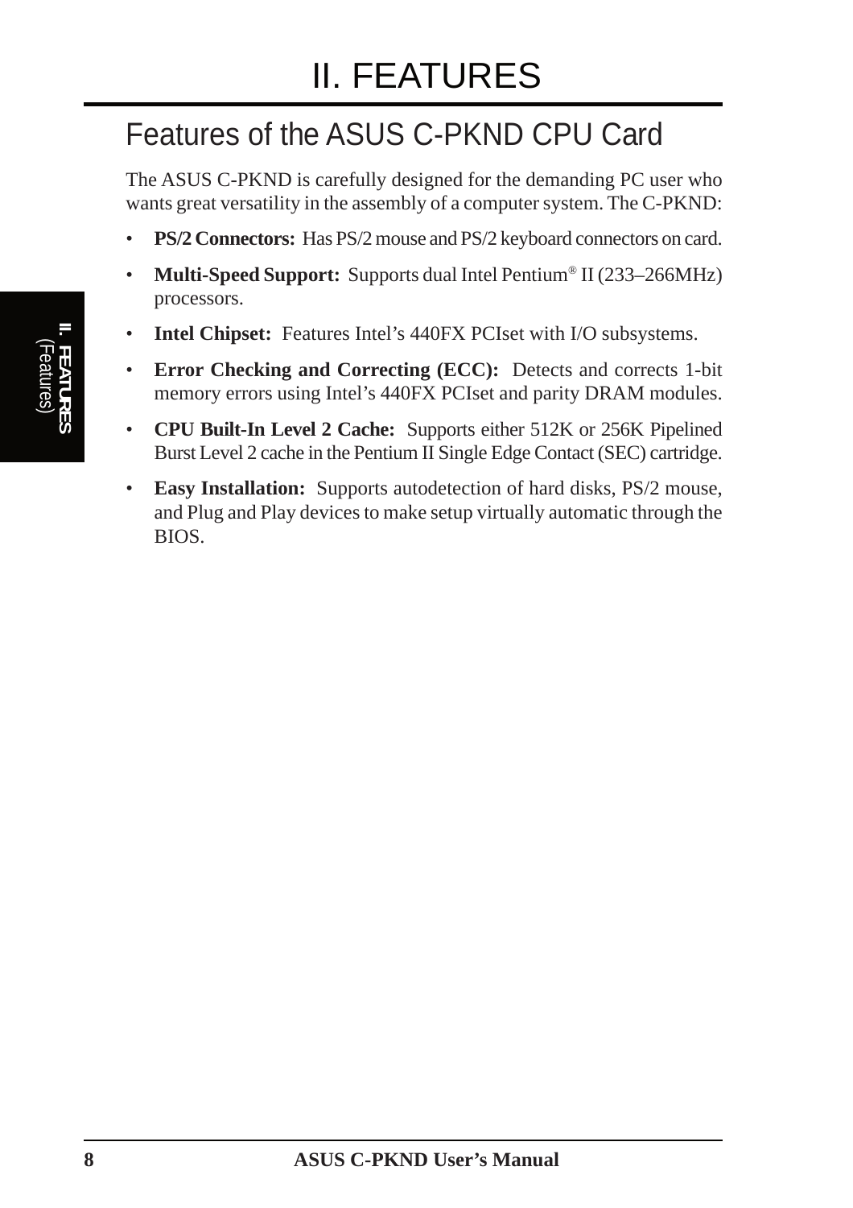# II. FEATURES

## Features of the ASUS C-PKND CPU Card

The ASUS C-PKND is carefully designed for the demanding PC user who wants great versatility in the assembly of a computer system. The C-PKND:

- **PS/2 Connectors:** Has PS/2 mouse and PS/2 keyboard connectors on card.
- **Multi-Speed Support:** Supports dual Intel Pentium® II (233–266MHz) processors.
- **Intel Chipset:** Features Intel's 440FX PCIset with I/O subsystems.
- **Error Checking and Correcting (ECC):** Detects and corrects 1-bit memory errors using Intel's 440FX PCIset and parity DRAM modules.
- **CPU Built-In Level 2 Cache:** Supports either 512K or 256K Pipelined Burst Level 2 cache in the Pentium II Single Edge Contact (SEC) cartridge.
- **Easy Installation:** Supports autodetection of hard disks, PS/2 mouse, and Plug and Play devices to make setup virtually automatic through the BIOS.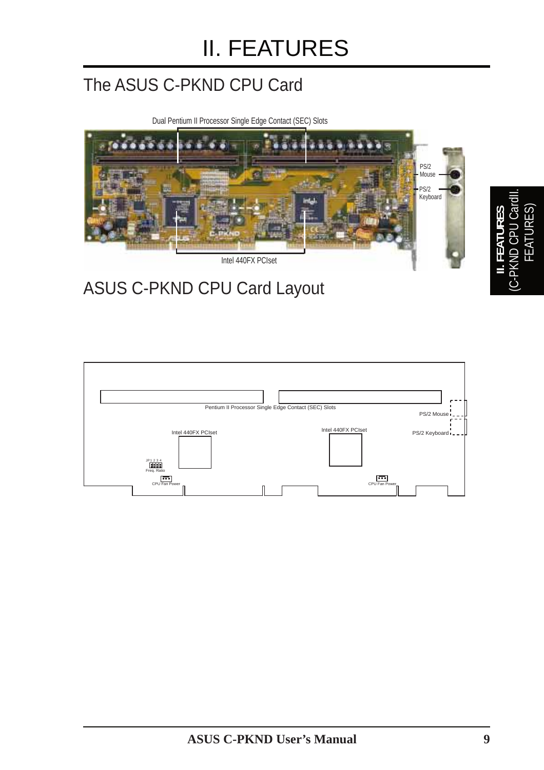# II. FEATURES

## The ASUS C-PKND CPU Card

Dual Pentium II Processor Single Edge Contact (SEC) Slots

PS/2 Mouse

PS/2 Keyboard

Intel 440FX PCIset

## ASUS C-PKND CPU Card Layout

Pentium II Processor Single Edge Contact (SEC) Slots

PS/2 Mouse

PS/2 Keyboard

Intel 440FX PCIset

Intel 440FX PCIset

JP1 2 3 4

Freq. Ratio

CPU Fan Power

CPU Fan Power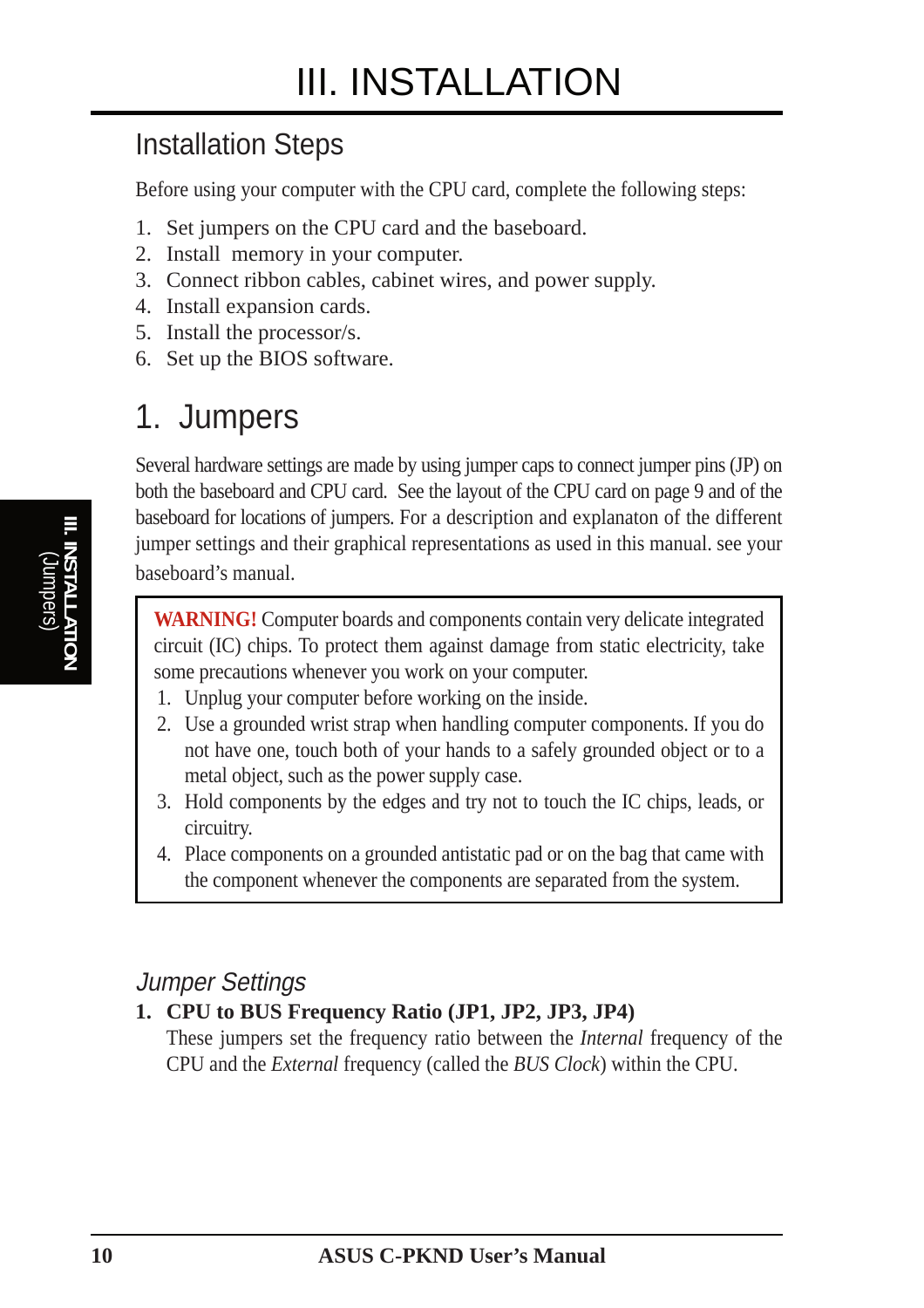# III. INSTALLATION

## Installation Steps

Before using your computer with the CPU card, complete the following steps:

1. Set jumpers on the CPU card and the baseboard.
2. Install  memory in your computer.
3. Connect ribbon cables, cabinet wires, and power supply.
4. Install expansion cards.
5. Install the processor/s.
6. Set up the BIOS software.

## 1. Jumpers

Several hardware settings are made by using jumper caps to connect jumper pins (JP) on both the baseboard and CPU card.  See the layout of the CPU card on page 9 and of the baseboard for locations of jumpers. For a description and explanaton of the different jumper settings and their graphical representations as used in this manual. see your baseboard's manual.

> **WARNING!** Computer boards and components contain very delicate integrated circuit (IC) chips. To protect them against damage from static electricity, take some precautions whenever you work on your computer.
> 1. Unplug your computer before working on the inside.
> 2. Use a grounded wrist strap when handling computer components. If you do not have one, touch both of your hands to a safely grounded object or to a metal object, such as the power supply case.
> 3. Hold components by the edges and try not to touch the IC chips, leads, or circuitry.
> 4. Place components on a grounded antistatic pad or on the bag that came with the component whenever the components are separated from the system.

### *Jumper Settings*

**1. CPU to BUS Frequency Ratio (JP1, JP2, JP3, JP4)**

These jumpers set the frequency ratio between the *Internal* frequency of the CPU and the *External* frequency (called the *BUS Clock*) within the CPU.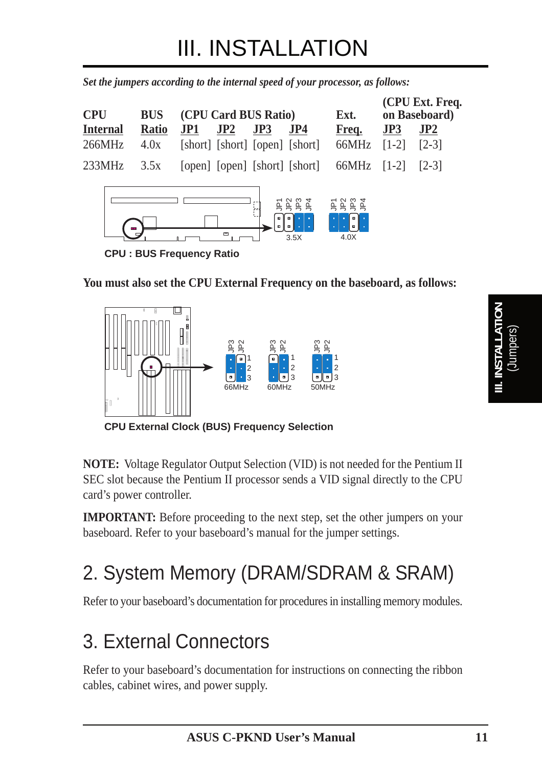# III. INSTALLATION

*Set the jumpers according to the internal speed of your processor, as follows:*

| CPU Internal | BUS Ratio | (CPU Card BUS Ratio) JP1 | JP2 | JP3 | JP4 | Ext. Freq. | (CPU Ext. Freq. on Baseboard) JP3 | JP2 |
|---|---|---|---|---|---|---|---|---|
| 266MHz | 4.0x | [short] | [short] | [open] | [short] | 66MHz | [1-2] | [2-3] |
| 233MHz | 3.5x | [open] | [open] | [short] | [short] | 66MHz | [1-2] | [2-3] |

CPU : BUS Frequency Ratio

**You must also set the CPU External Frequency on the baseboard, as follows:**

CPU External Clock (BUS) Frequency Selection

**NOTE:** Voltage Regulator Output Selection (VID) is not needed for the Pentium II SEC slot because the Pentium II processor sends a VID signal directly to the CPU card's power controller.

**IMPORTANT:** Before proceeding to the next step, set the other jumpers on your baseboard. Refer to your baseboard's manual for the jumper settings.

## 2. System Memory (DRAM/SDRAM & SRAM)

Refer to your baseboard's documentation for procedures in installing memory modules.

## 3. External Connectors

Refer to your baseboard's documentation for instructions on connecting the ribbon cables, cabinet wires, and power supply.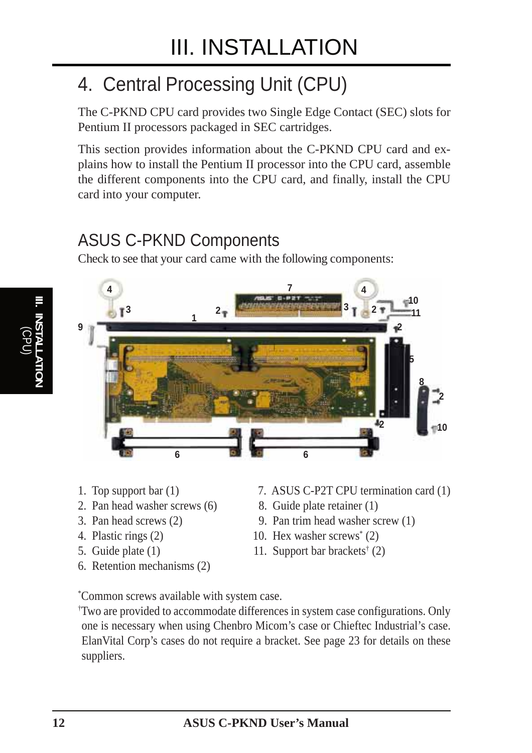# III. INSTALLATION

## 4. Central Processing Unit (CPU)

The C-PKND CPU card provides two Single Edge Contact (SEC) slots for Pentium II processors packaged in SEC cartridges.

This section provides information about the C-PKND CPU card and explains how to install the Pentium II processor into the CPU card, assemble the different components into the CPU card, and finally, install the CPU card into your computer.

### ASUS C-PKND Components

Check to see that your card came with the following components:

1. Top support bar (1)
2. Pan head washer screws (6)
3. Pan head screws (2)
4. Plastic rings (2)
5. Guide plate (1)
6. Retention mechanisms (2)
7. ASUS C-P2T CPU termination card (1)
8. Guide plate retainer (1)
9. Pan trim head washer screw (1)
10. Hex washer screws* (2)
11. Support bar brackets† (2)

*Common screws available with system case.

†Two are provided to accommodate differences in system case configurations. Only one is necessary when using Chenbro Micom's case or Chieftec Industrial's case. ElanVital Corp's cases do not require a bracket. See page 23 for details on these suppliers.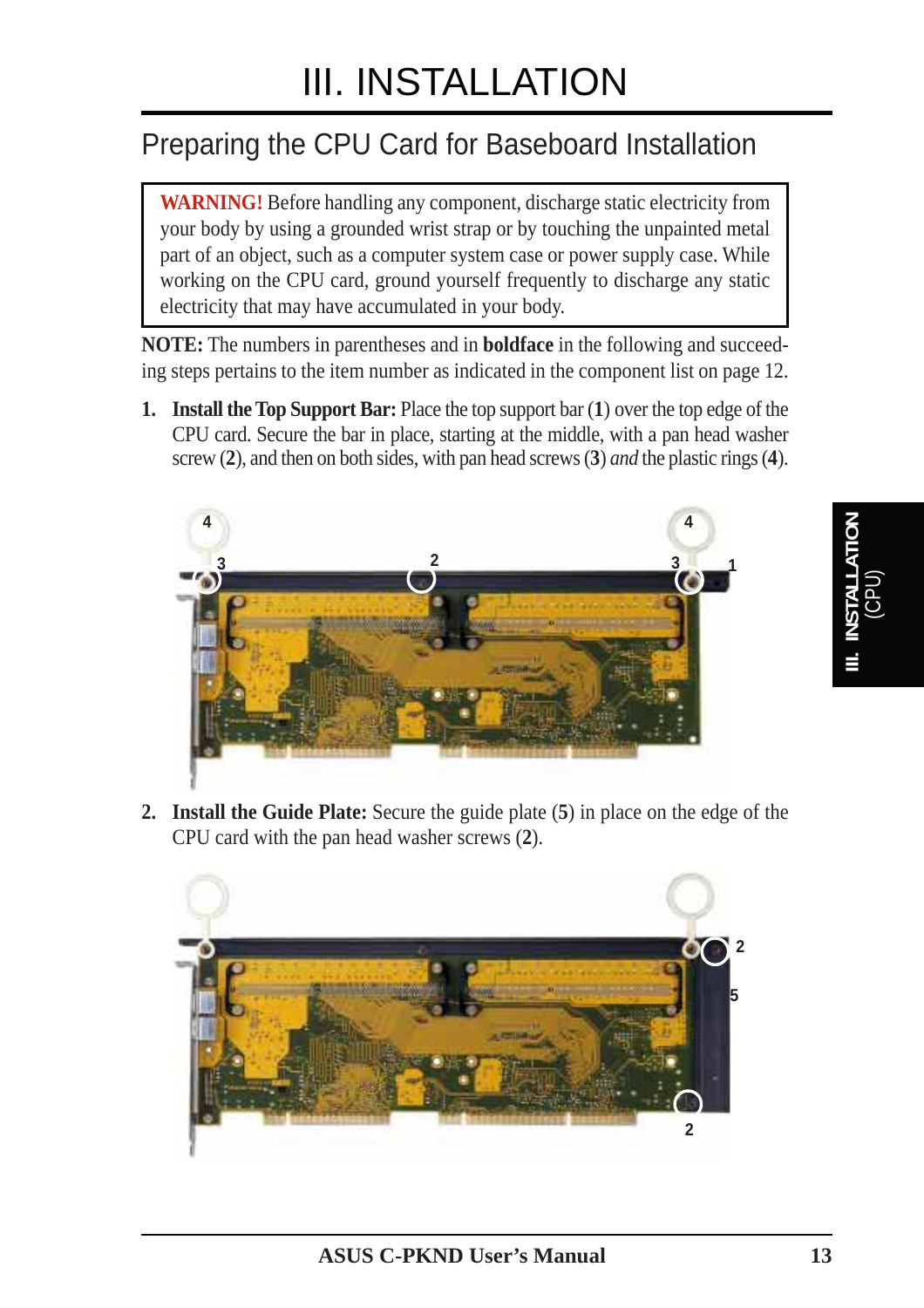# III. INSTALLATION

## Preparing the CPU Card for Baseboard Installation

> **WARNING!** Before handling any component, discharge static electricity from your body by using a grounded wrist strap or by touching the unpainted metal part of an object, such as a computer system case or power supply case. While working on the CPU card, ground yourself frequently to discharge any static electricity that may have accumulated in your body.

**NOTE:** The numbers in parentheses and in **boldface** in the following and succeeding steps pertains to the item number as indicated in the component list on page 12.

1. **Install the Top Support Bar:** Place the top support bar (**1**) over the top edge of the CPU card. Secure the bar in place, starting at the middle, with a pan head washer screw (**2**), and then on both sides, with pan head screws (**3**) *and* the plastic rings (**4**).

2. **Install the Guide Plate:** Secure the guide plate (**5**) in place on the edge of the CPU card with the pan head washer screws (**2**).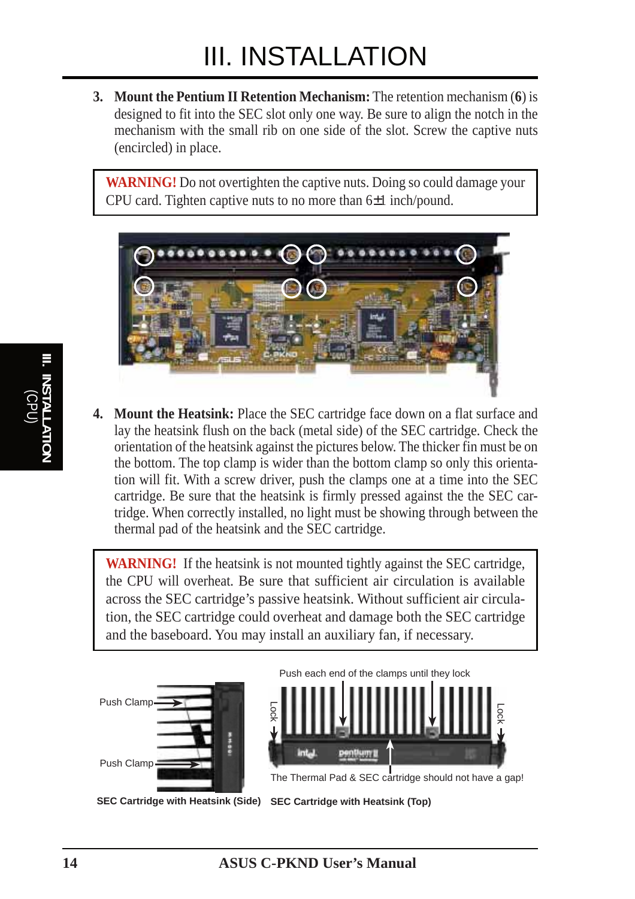# III. INSTALLATION

3. **Mount the Pentium II Retention Mechanism:** The retention mechanism (**6**) is designed to fit into the SEC slot only one way. Be sure to align the notch in the mechanism with the small rib on one side of the slot. Screw the captive nuts (encircled) in place.

> **WARNING!** Do not overtighten the captive nuts. Doing so could damage your CPU card. Tighten captive nuts to no more than 6±1 inch/pound.

4. **Mount the Heatsink:** Place the SEC cartridge face down on a flat surface and lay the heatsink flush on the back (metal side) of the SEC cartridge. Check the orientation of the heatsink against the pictures below. The thicker fin must be on the bottom. The top clamp is wider than the bottom clamp so only this orientation will fit. With a screw driver, push the clamps one at a time into the SEC cartridge. Be sure that the heatsink is firmly pressed against the the SEC cartridge. When correctly installed, no light must be showing through between the thermal pad of the heatsink and the SEC cartridge.

> **WARNING!** If the heatsink is not mounted tightly against the SEC cartridge, the CPU will overheat. Be sure that sufficient air circulation is available across the SEC cartridge's passive heatsink. Without sufficient air circulation, the SEC cartridge could overheat and damage both the SEC cartridge and the baseboard. You may install an auxiliary fan, if necessary.

Push Clamp

Push Clamp

**SEC Cartridge with Heatsink (Side)**

Push each end of the clamps until they lock

Lock

Lock

The Thermal Pad & SEC cartridge should not have a gap!

**SEC Cartridge with Heatsink (Top)**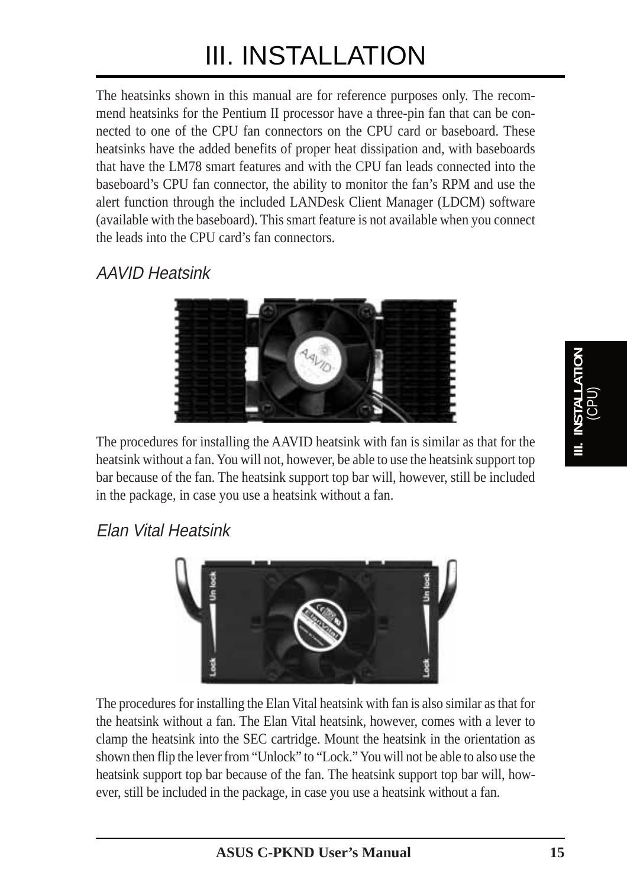# III. INSTALLATION

The heatsinks shown in this manual are for reference purposes only. The recommend heatsinks for the Pentium II processor have a three-pin fan that can be connected to one of the CPU fan connectors on the CPU card or baseboard. These heatsinks have the added benefits of proper heat dissipation and, with baseboards that have the LM78 smart features and with the CPU fan leads connected into the baseboard's CPU fan connector, the ability to monitor the fan's RPM and use the alert function through the included LANDesk Client Manager (LDCM) software (available with the baseboard). This smart feature is not available when you connect the leads into the CPU card's fan connectors.

### *AAVID Heatsink*

The procedures for installing the AAVID heatsink with fan is similar as that for the heatsink without a fan. You will not, however, be able to use the heatsink support top bar because of the fan. The heatsink support top bar will, however, still be included in the package, in case you use a heatsink without a fan.

### *Elan Vital Heatsink*

The procedures for installing the Elan Vital heatsink with fan is also similar as that for the heatsink without a fan. The Elan Vital heatsink, however, comes with a lever to clamp the heatsink into the SEC cartridge. Mount the heatsink in the orientation as shown then flip the lever from "Unlock" to "Lock." You will not be able to also use the heatsink support top bar because of the fan. The heatsink support top bar will, however, still be included in the package, in case you use a heatsink without a fan.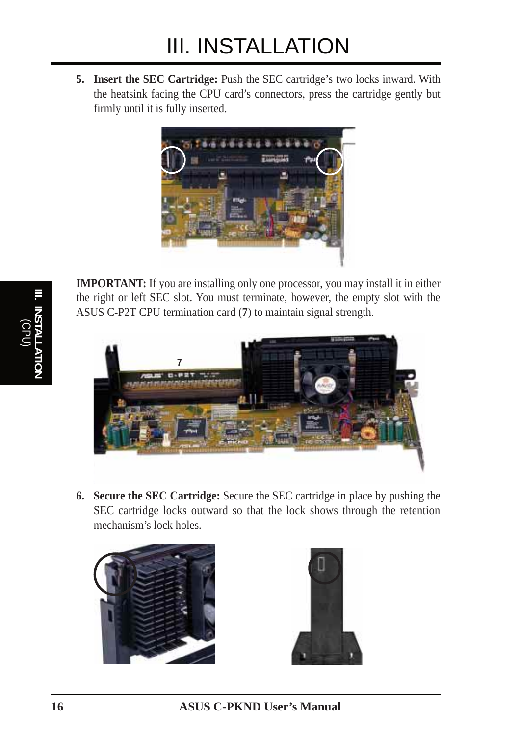# III. INSTALLATION

5. **Insert the SEC Cartridge:** Push the SEC cartridge's two locks inward. With the heatsink facing the CPU card's connectors, press the cartridge gently but firmly until it is fully inserted.

**IMPORTANT:** If you are installing only one processor, you may install it in either the right or left SEC slot. You must terminate, however, the empty slot with the ASUS C-P2T CPU termination card (**7**) to maintain signal strength.

6. **Secure the SEC Cartridge:** Secure the SEC cartridge in place by pushing the SEC cartridge locks outward so that the lock shows through the retention mechanism's lock holes.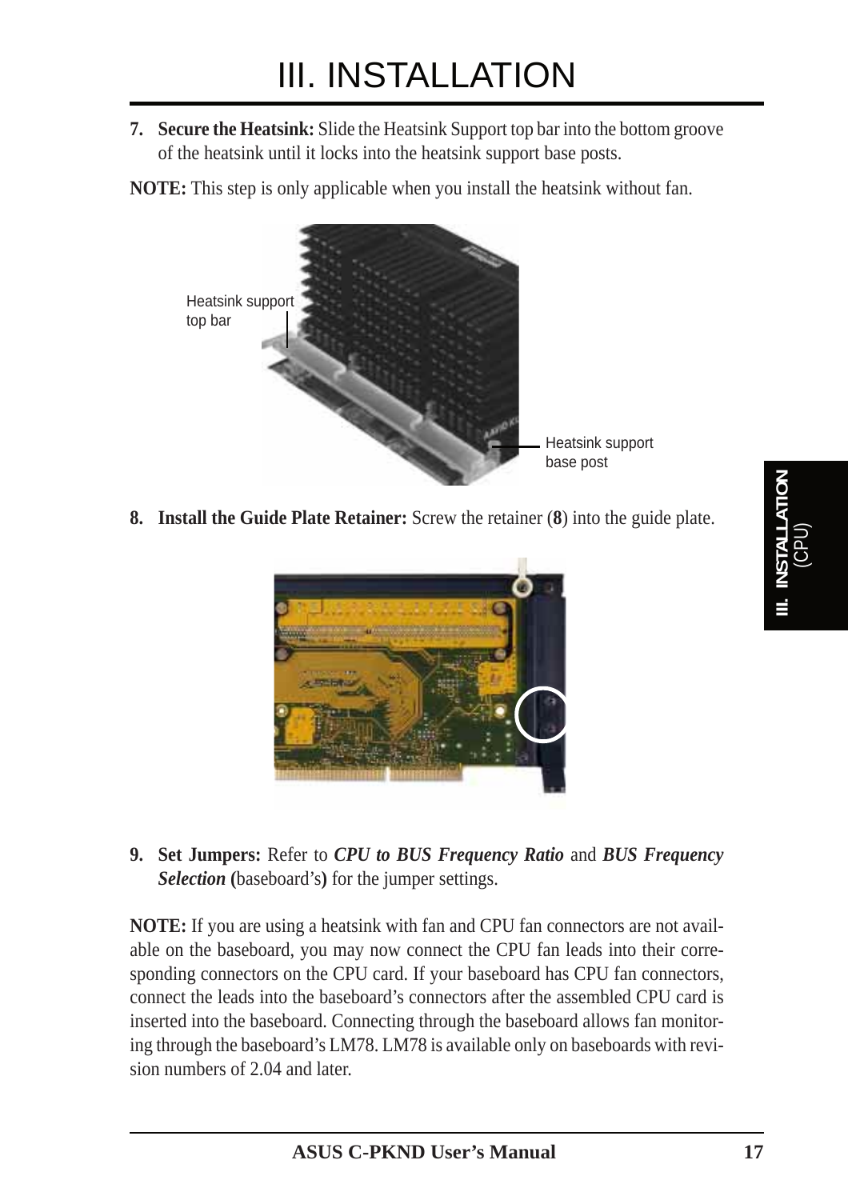# III. INSTALLATION

7. **Secure the Heatsink:** Slide the Heatsink Support top bar into the bottom groove of the heatsink until it locks into the heatsink support base posts.

**NOTE:** This step is only applicable when you install the heatsink without fan.

Heatsink support top bar

Heatsink support base post

8. **Install the Guide Plate Retainer:** Screw the retainer (**8**) into the guide plate.

9. **Set Jumpers:** Refer to ***CPU to BUS Frequency Ratio*** and ***BUS Frequency Selection*** **(**baseboard's**)** for the jumper settings.

**NOTE:** If you are using a heatsink with fan and CPU fan connectors are not available on the baseboard, you may now connect the CPU fan leads into their corresponding connectors on the CPU card. If your baseboard has CPU fan connectors, connect the leads into the baseboard's connectors after the assembled CPU card is inserted into the baseboard. Connecting through the baseboard allows fan monitoring through the baseboard's LM78. LM78 is available only on baseboards with revision numbers of 2.04 and later.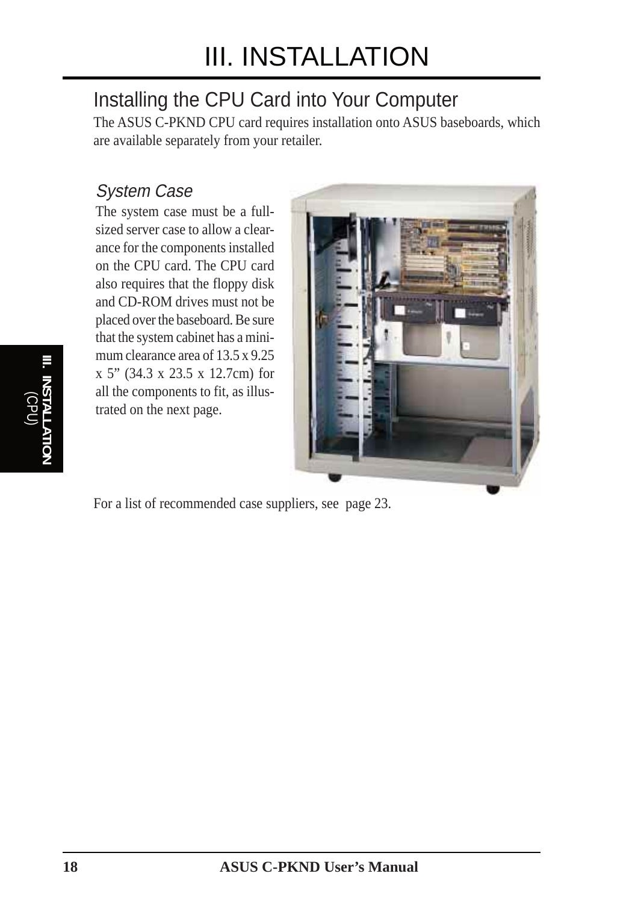# III. INSTALLATION

## Installing the CPU Card into Your Computer

The ASUS C-PKND CPU card requires installation onto ASUS baseboards, which are available separately from your retailer.

### *System Case*

The system case must be a full-sized server case to allow a clearance for the components installed on the CPU card. The CPU card also requires that the floppy disk and CD-ROM drives must not be placed over the baseboard. Be sure that the system cabinet has a minimum clearance area of 13.5 x 9.25 x 5” (34.3 x 23.5 x 12.7cm) for all the components to fit, as illustrated on the next page.

For a list of recommended case suppliers, see page 23.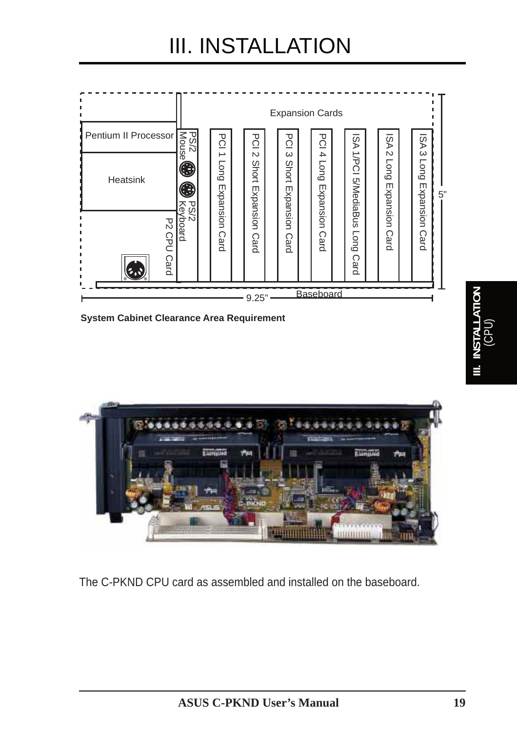# III. INSTALLATION

Expansion Cards

Pentium II Processor

Heatsink

PS/2 Mouse

PS/2 Keyboard

P2 CPU Card

PCI 1 Long Expansion Card

PCI 2 Short Expansion Card

PCI 3 Short Expansion Card

PCI 4 Long Expansion Card

ISA 1/PCI 5/MediaBus Long Card

ISA 2 Long Expansion Card

ISA 3 Long Expansion Card

5”

9.25”

Baseboard

**System Cabinet Clearance Area Requirement**

The C-PKND CPU card as assembled and installed on the baseboard.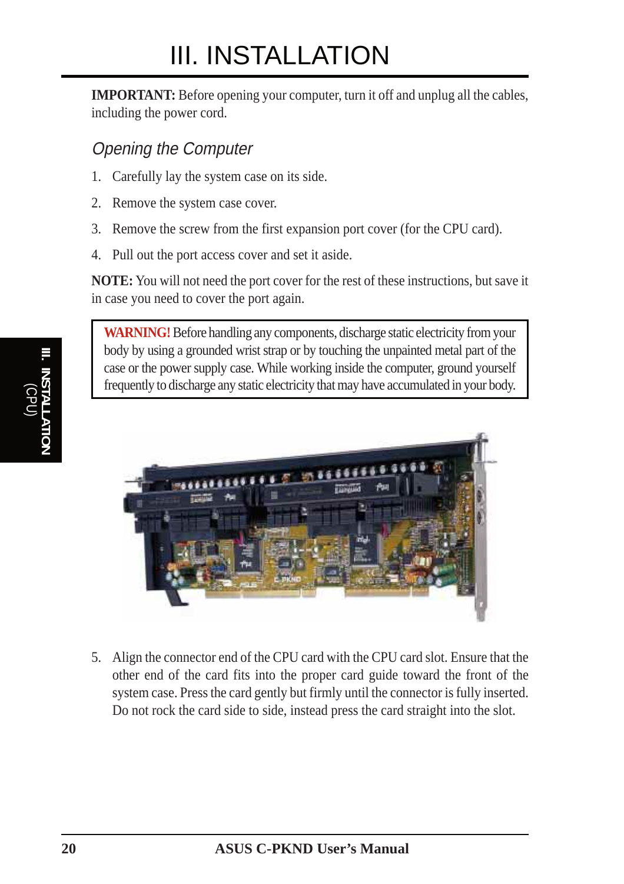# III. INSTALLATION

**IMPORTANT:** Before opening your computer, turn it off and unplug all the cables, including the power cord.

## *Opening the Computer*

1. Carefully lay the system case on its side.
2. Remove the system case cover.
3. Remove the screw from the first expansion port cover (for the CPU card).
4. Pull out the port access cover and set it aside.

**NOTE:** You will not need the port cover for the rest of these instructions, but save it in case you need to cover the port again.

> **WARNING!** Before handling any components, discharge static electricity from your body by using a grounded wrist strap or by touching the unpainted metal part of the case or the power supply case. While working inside the computer, ground yourself frequently to discharge any static electricity that may have accumulated in your body.

5. Align the connector end of the CPU card with the CPU card slot. Ensure that the other end of the card fits into the proper card guide toward the front of the system case. Press the card gently but firmly until the connector is fully inserted. Do not rock the card side to side, instead press the card straight into the slot.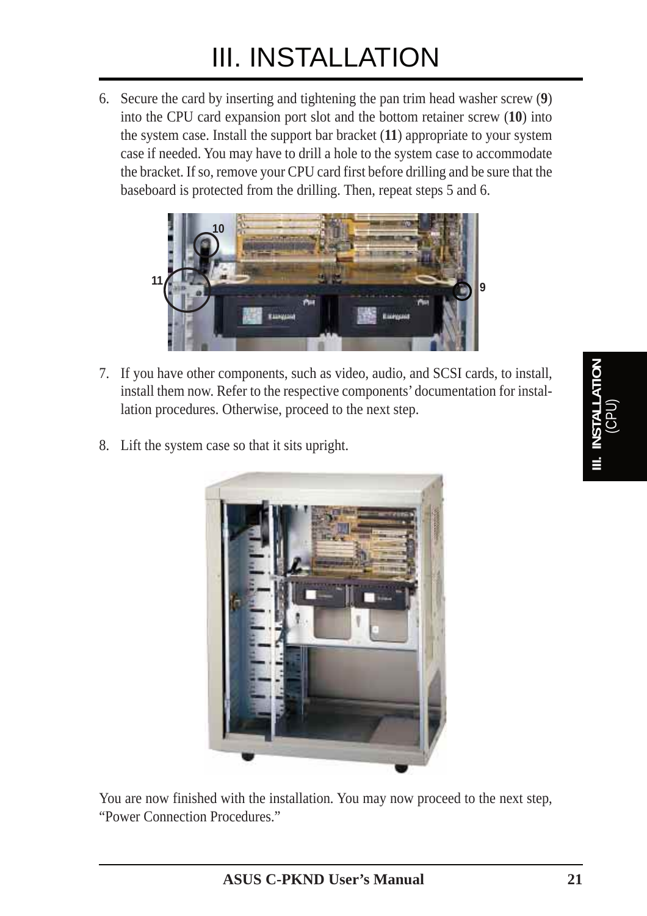# III. INSTALLATION

6. Secure the card by inserting and tightening the pan trim head washer screw (**9**) into the CPU card expansion port slot and the bottom retainer screw (**10**) into the system case. Install the support bar bracket (**11**) appropriate to your system case if needed. You may have to drill a hole to the system case to accommodate the bracket. If so, remove your CPU card first before drilling and be sure that the baseboard is protected from the drilling. Then, repeat steps 5 and 6.

7. If you have other components, such as video, audio, and SCSI cards, to install, install them now. Refer to the respective components' documentation for installation procedures. Otherwise, proceed to the next step.

8. Lift the system case so that it sits upright.

You are now finished with the installation. You may now proceed to the next step, "Power Connection Procedures."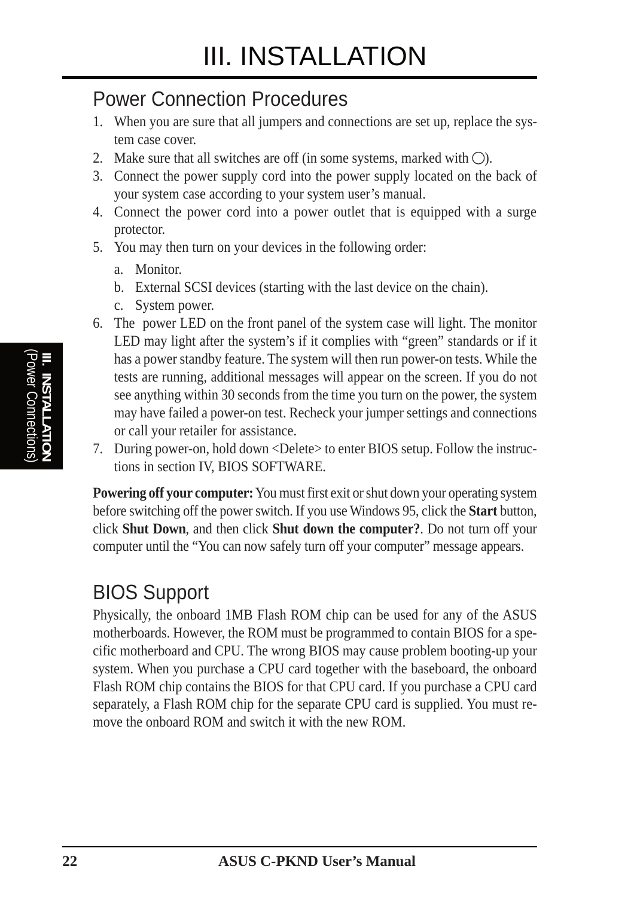# III. INSTALLATION

## Power Connection Procedures

1. When you are sure that all jumpers and connections are set up, replace the system case cover.
2. Make sure that all switches are off (in some systems, marked with ◯).
3. Connect the power supply cord into the power supply located on the back of your system case according to your system user's manual.
4. Connect the power cord into a power outlet that is equipped with a surge protector.
5. You may then turn on your devices in the following order:
   a. Monitor.
   b. External SCSI devices (starting with the last device on the chain).
   c. System power.
6. The power LED on the front panel of the system case will light. The monitor LED may light after the system's if it complies with "green" standards or if it has a power standby feature. The system will then run power-on tests. While the tests are running, additional messages will appear on the screen. If you do not see anything within 30 seconds from the time you turn on the power, the system may have failed a power-on test. Recheck your jumper settings and connections or call your retailer for assistance.
7. During power-on, hold down <Delete> to enter BIOS setup. Follow the instructions in section IV, BIOS SOFTWARE.

**Powering off your computer:** You must first exit or shut down your operating system before switching off the power switch. If you use Windows 95, click the **Start** button, click **Shut Down**, and then click **Shut down the computer?**. Do not turn off your computer until the "You can now safely turn off your computer" message appears.

## BIOS Support

Physically, the onboard 1MB Flash ROM chip can be used for any of the ASUS motherboards. However, the ROM must be programmed to contain BIOS for a specific motherboard and CPU. The wrong BIOS may cause problem booting-up your system. When you purchase a CPU card together with the baseboard, the onboard Flash ROM chip contains the BIOS for that CPU card. If you purchase a CPU card separately, a Flash ROM chip for the separate CPU card is supplied. You must remove the onboard ROM and switch it with the new ROM.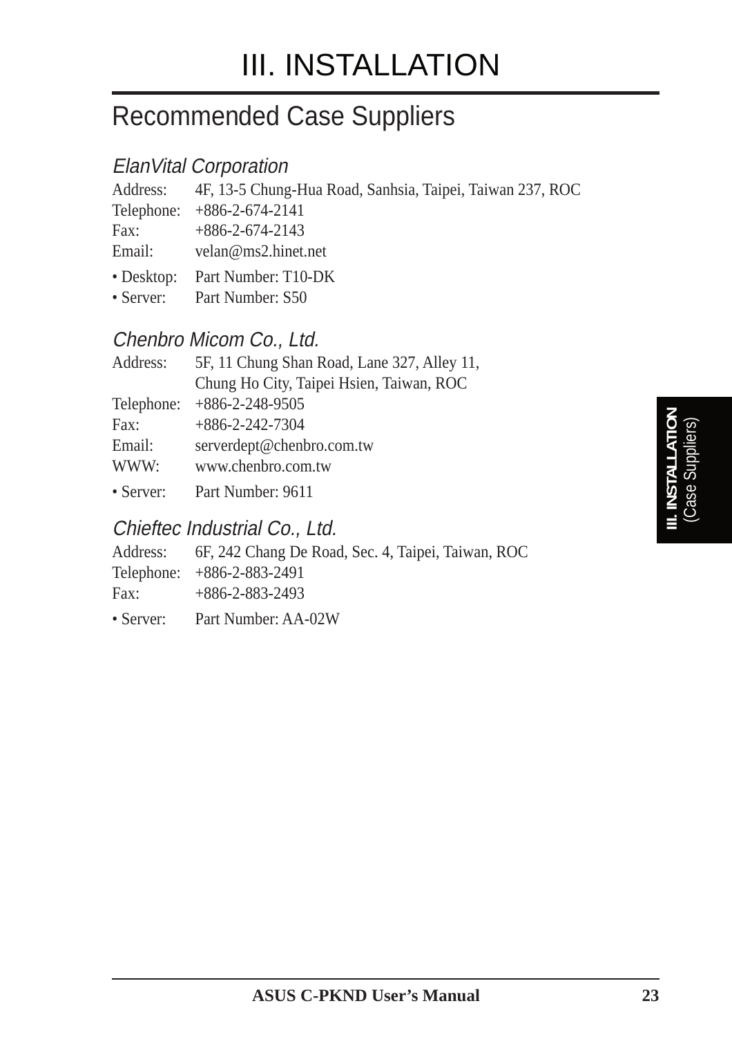# III. INSTALLATION

## Recommended Case Suppliers

### *ElanVital Corporation*

Address: 4F, 13-5 Chung-Hua Road, Sanhsia, Taipei, Taiwan 237, ROC
Telephone: +886-2-674-2141
Fax: +886-2-674-2143
Email: velan@ms2.hinet.net

- Desktop: Part Number: T10-DK
- Server: Part Number: S50

### *Chenbro Micom Co., Ltd.*

Address: 5F, 11 Chung Shan Road, Lane 327, Alley 11,
Chung Ho City, Taipei Hsien, Taiwan, ROC
Telephone: +886-2-248-9505
Fax: +886-2-242-7304
Email: serverdept@chenbro.com.tw
WWW: www.chenbro.com.tw

- Server: Part Number: 9611

### *Chieftec Industrial Co., Ltd.*

Address: 6F, 242 Chang De Road, Sec. 4, Taipei, Taiwan, ROC
Telephone: +886-2-883-2491
Fax: +886-2-883-2493

- Server: Part Number: AA-02W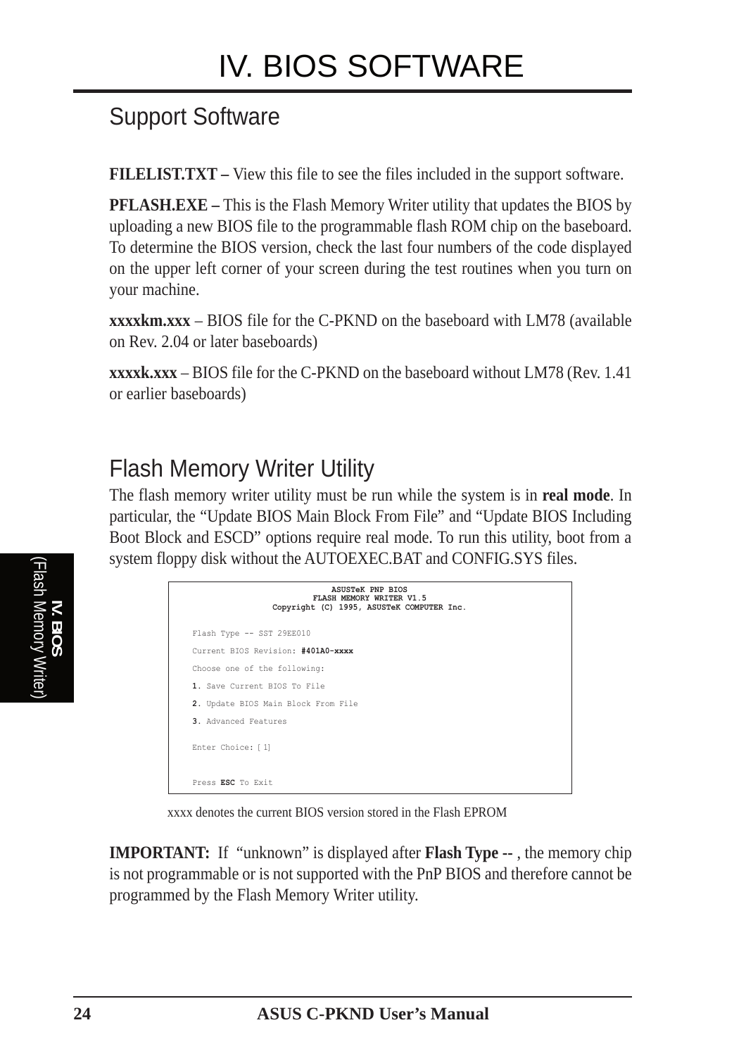# IV. BIOS SOFTWARE

## Support Software

**FILELIST.TXT –** View this file to see the files included in the support software.

**PFLASH.EXE –** This is the Flash Memory Writer utility that updates the BIOS by uploading a new BIOS file to the programmable flash ROM chip on the baseboard. To determine the BIOS version, check the last four numbers of the code displayed on the upper left corner of your screen during the test routines when you turn on your machine.

**xxxxkm.xxx** – BIOS file for the C-PKND on the baseboard with LM78 (available on Rev. 2.04 or later baseboards)

**xxxxk.xxx** – BIOS file for the C-PKND on the baseboard without LM78 (Rev. 1.41 or earlier baseboards)

## Flash Memory Writer Utility

The flash memory writer utility must be run while the system is in **real mode**. In particular, the "Update BIOS Main Block From File" and "Update BIOS Including Boot Block and ESCD" options require real mode. To run this utility, boot from a system floppy disk without the AUTOEXEC.BAT and CONFIG.SYS files.

```
                    ASUSTeK PNP BIOS
                 FLASH MEMORY WRITER V1.5
         Copyright (C) 1995, ASUSTeK COMPUTER Inc.

Flash Type -- SST 29EE010

Current BIOS Revision: #401A0-xxxx

Choose one of the following:

1. Save Current BIOS To File

2. Update BIOS Main Block From File

3. Advanced Features

Enter Choice: [ 1]


Press ESC To Exit
```

xxxx denotes the current BIOS version stored in the Flash EPROM

**IMPORTANT:** If "unknown" is displayed after **Flash Type --** , the memory chip is not programmable or is not supported with the PnP BIOS and therefore cannot be programmed by the Flash Memory Writer utility.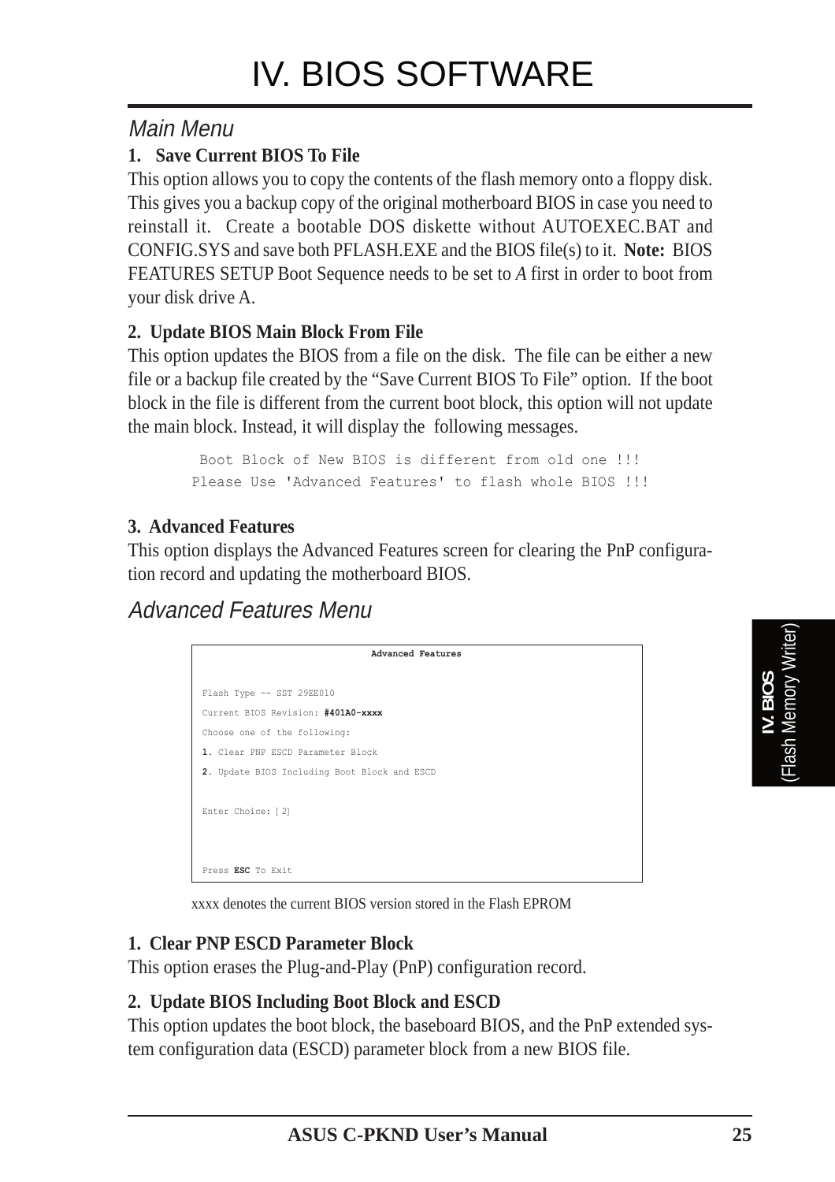# IV. BIOS SOFTWARE

## Main Menu

**1. Save Current BIOS To File**

This option allows you to copy the contents of the flash memory onto a floppy disk. This gives you a backup copy of the original motherboard BIOS in case you need to reinstall it. Create a bootable DOS diskette without AUTOEXEC.BAT and CONFIG.SYS and save both PFLASH.EXE and the BIOS file(s) to it. **Note:** BIOS FEATURES SETUP Boot Sequence needs to be set to *A* first in order to boot from your disk drive A.

**2. Update BIOS Main Block From File**

This option updates the BIOS from a file on the disk. The file can be either a new file or a backup file created by the "Save Current BIOS To File" option. If the boot block in the file is different from the current boot block, this option will not update the main block. Instead, it will display the following messages.

```
Boot Block of New BIOS is different from old one !!!
Please Use 'Advanced Features' to flash whole BIOS !!!
```

**3. Advanced Features**

This option displays the Advanced Features screen for clearing the PnP configuration record and updating the motherboard BIOS.

## Advanced Features Menu

```
                    Advanced Features

Flash Type -- SST 29EE010
Current BIOS Revision: #401A0-xxxx
Choose one of the following:
1. Clear PNP ESCD Parameter Block
2. Update BIOS Including Boot Block and ESCD

Enter Choice: [2]



Press ESC To Exit
```

xxxx denotes the current BIOS version stored in the Flash EPROM

**1. Clear PNP ESCD Parameter Block**

This option erases the Plug-and-Play (PnP) configuration record.

**2. Update BIOS Including Boot Block and ESCD**

This option updates the boot block, the baseboard BIOS, and the PnP extended system configuration data (ESCD) parameter block from a new BIOS file.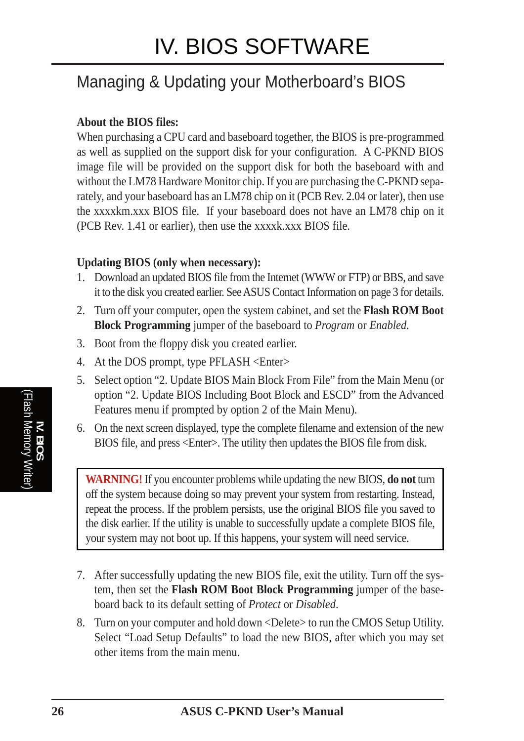# IV. BIOS SOFTWARE

## Managing & Updating your Motherboard's BIOS

**About the BIOS files:**

When purchasing a CPU card and baseboard together, the BIOS is pre-programmed as well as supplied on the support disk for your configuration. A C-PKND BIOS image file will be provided on the support disk for both the baseboard with and without the LM78 Hardware Monitor chip. If you are purchasing the C-PKND separately, and your baseboard has an LM78 chip on it (PCB Rev. 2.04 or later), then use the xxxxkm.xxx BIOS file. If your baseboard does not have an LM78 chip on it (PCB Rev. 1.41 or earlier), then use the xxxxk.xxx BIOS file.

**Updating BIOS (only when necessary):**

1. Download an updated BIOS file from the Internet (WWW or FTP) or BBS, and save it to the disk you created earlier. See ASUS Contact Information on page 3 for details.
2. Turn off your computer, open the system cabinet, and set the **Flash ROM Boot Block Programming** jumper of the baseboard to *Program* or *Enabled.*
3. Boot from the floppy disk you created earlier.
4. At the DOS prompt, type PFLASH <Enter>
5. Select option "2. Update BIOS Main Block From File" from the Main Menu (or option "2. Update BIOS Including Boot Block and ESCD" from the Advanced Features menu if prompted by option 2 of the Main Menu).
6. On the next screen displayed, type the complete filename and extension of the new BIOS file, and press <Enter>. The utility then updates the BIOS file from disk.

> **WARNING!** If you encounter problems while updating the new BIOS, **do not** turn off the system because doing so may prevent your system from restarting. Instead, repeat the process. If the problem persists, use the original BIOS file you saved to the disk earlier. If the utility is unable to successfully update a complete BIOS file, your system may not boot up. If this happens, your system will need service.

7. After successfully updating the new BIOS file, exit the utility. Turn off the system, then set the **Flash ROM Boot Block Programming** jumper of the baseboard back to its default setting of *Protect* or *Disabled*.
8. Turn on your computer and hold down <Delete> to run the CMOS Setup Utility. Select "Load Setup Defaults" to load the new BIOS, after which you may set other items from the main menu.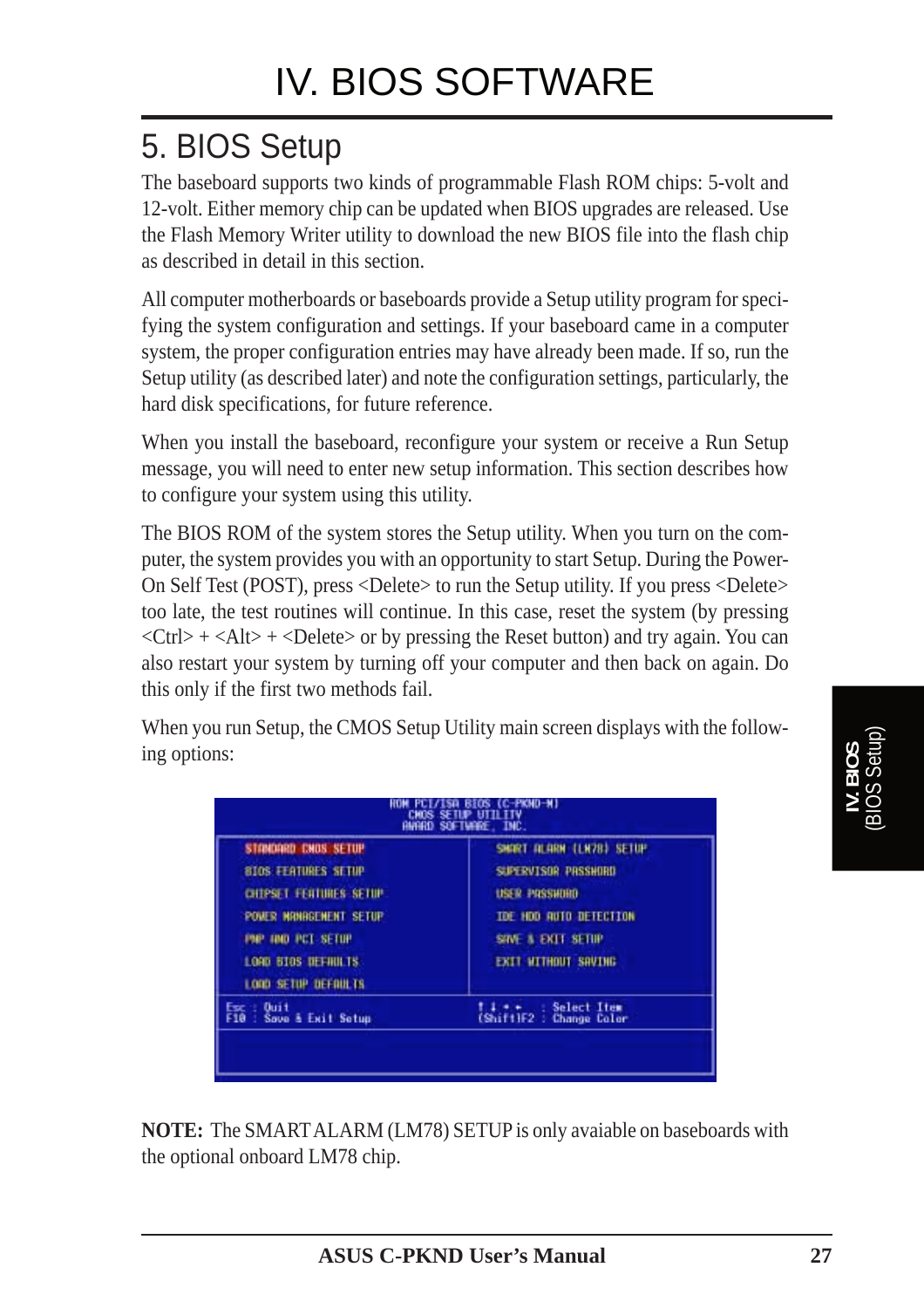# IV. BIOS SOFTWARE

## 5. BIOS Setup

The baseboard supports two kinds of programmable Flash ROM chips: 5-volt and 12-volt. Either memory chip can be updated when BIOS upgrades are released. Use the Flash Memory Writer utility to download the new BIOS file into the flash chip as described in detail in this section.

All computer motherboards or baseboards provide a Setup utility program for specifying the system configuration and settings. If your baseboard came in a computer system, the proper configuration entries may have already been made. If so, run the Setup utility (as described later) and note the configuration settings, particularly, the hard disk specifications, for future reference.

When you install the baseboard, reconfigure your system or receive a Run Setup message, you will need to enter new setup information. This section describes how to configure your system using this utility.

The BIOS ROM of the system stores the Setup utility. When you turn on the computer, the system provides you with an opportunity to start Setup. During the Power-On Self Test (POST), press <Delete> to run the Setup utility. If you press <Delete> too late, the test routines will continue. In this case, reset the system (by pressing <Ctrl> + <Alt> + <Delete> or by pressing the Reset button) and try again. You can also restart your system by turning off your computer and then back on again. Do this only if the first two methods fail.

When you run Setup, the CMOS Setup Utility main screen displays with the following options:

```
              ROM PCI/ISA BIOS (C-PKND-M)
                  CMOS SETUP UTILITY
                 AWARD SOFTWARE, INC.

  STANDARD CMOS SETUP          SMART ALARM (LM78) SETUP
  BIOS FEATURES SETUP          SUPERVISOR PASSWORD
  CHIPSET FEATURES SETUP       USER PASSWORD
  POWER MANAGEMENT SETUP       IDE HDD AUTO DETECTION
  PNP AND PCI SETUP            SAVE & EXIT SETUP
  LOAD BIOS DEFAULTS           EXIT WITHOUT SAVING
  LOAD SETUP DEFAULTS

Esc : Quit                     ↑ ↓ → ←   : Select Item
F10 : Save & Exit Setup        (Shift)F2 : Change Color
```

**NOTE:** The SMART ALARM (LM78) SETUP is only avaiable on baseboards with the optional onboard LM78 chip.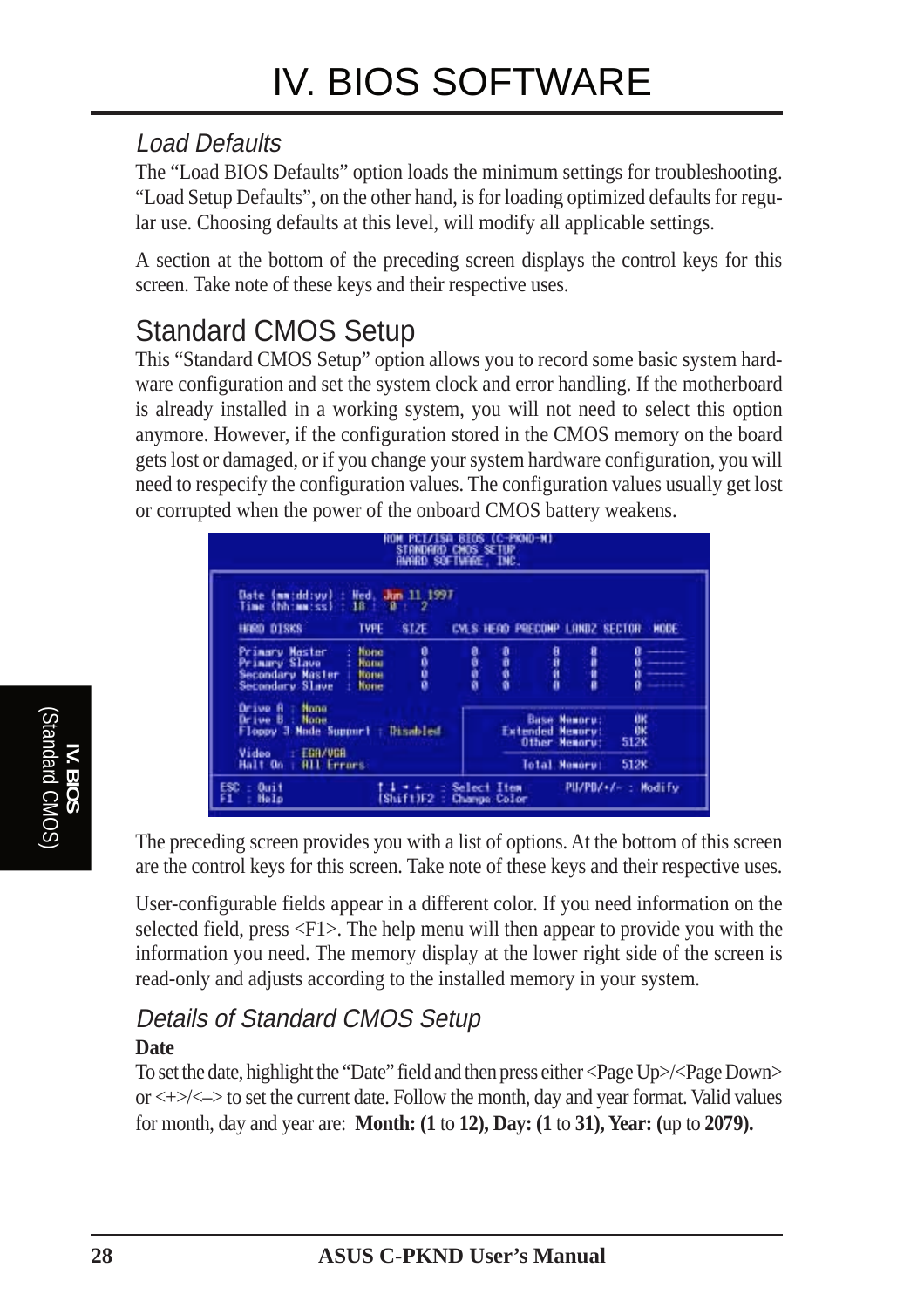# IV. BIOS SOFTWARE

### *Load Defaults*

The “Load BIOS Defaults” option loads the minimum settings for troubleshooting. “Load Setup Defaults”, on the other hand, is for loading optimized defaults for regular use. Choosing defaults at this level, will modify all applicable settings.

A section at the bottom of the preceding screen displays the control keys for this screen. Take note of these keys and their respective uses.

## Standard CMOS Setup

This “Standard CMOS Setup” option allows you to record some basic system hardware configuration and set the system clock and error handling. If the motherboard is already installed in a working system, you will not need to select this option anymore. However, if the configuration stored in the CMOS memory on the board gets lost or damaged, or if you change your system hardware configuration, you will need to respecify the configuration values. The configuration values usually get lost or corrupted when the power of the onboard CMOS battery weakens.

```
ROM PCI/ISA BIOS (C-PKND-N)
STANDARD CMOS SETUP
AWARD SOFTWARE, INC.

Date (mm:dd:yy) : Wed, Jun 11 1997
Time (hh:mm:ss) : 18 : 0 : 2

HARD DISKS        TYPE   SIZE   CYLS HEAD PRECOMP LANDZ SECTOR  MODE

Primary Master   : None   0      0    0      0      0     0    -------
Primary Slave    : None   0      0    0      0      0     0    -------
Secondary Master : None   0      0    0      0      0     0    -------
Secondary Slave  : None   0      0    0      0      0     0    -------

Drive A : None
Drive B : None
Floppy 3 Mode Support : Disabled          Base Memory:      0K
                                       Extended Memory:      0K
                                          Other Memory:    512K
Video   : EGA/VGA
Halt On : All Errors                      Total Memory:    512K

ESC : Quit        ↑ ↓ → ←   : Select Item     PU/PD/+/- : Modify
F1  : Help        (Shift)F2 : Change Color
```

The preceding screen provides you with a list of options. At the bottom of this screen are the control keys for this screen. Take note of these keys and their respective uses.

User-configurable fields appear in a different color. If you need information on the selected field, press <F1>. The help menu will then appear to provide you with the information you need. The memory display at the lower right side of the screen is read-only and adjusts according to the installed memory in your system.

### *Details of Standard CMOS Setup*

**Date**

To set the date, highlight the “Date” field and then press either <Page Up>/<Page Down> or <+>/<–> to set the current date. Follow the month, day and year format. Valid values for month, day and year are: **Month: (1** to **12), Day: (1** to **31), Year: (**up to **2079).**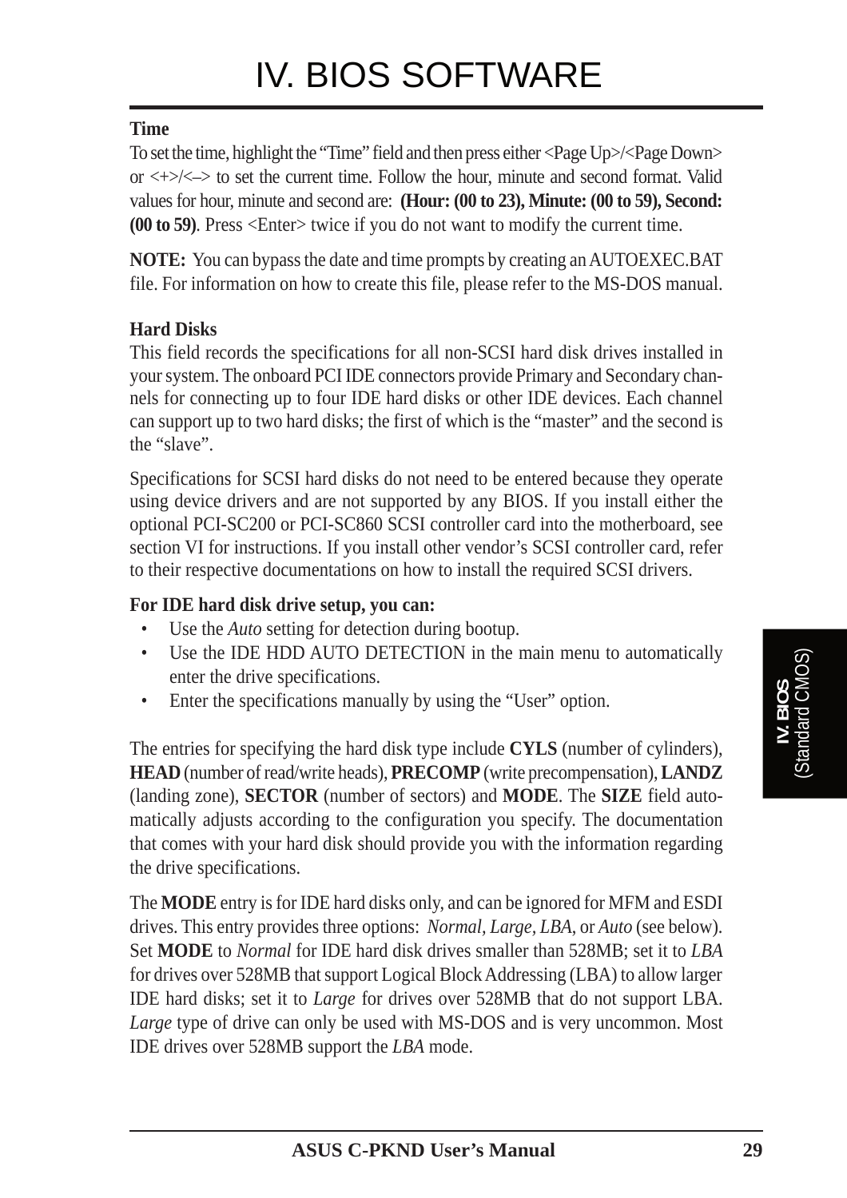**Time**

To set the time, highlight the "Time" field and then press either <Page Up>/<Page Down> or <+>/<–> to set the current time. Follow the hour, minute and second format. Valid values for hour, minute and second are: **(Hour: (00 to 23), Minute: (00 to 59), Second: (00 to 59)**. Press <Enter> twice if you do not want to modify the current time.

**NOTE:** You can bypass the date and time prompts by creating an AUTOEXEC.BAT file. For information on how to create this file, please refer to the MS-DOS manual.

**Hard Disks**

This field records the specifications for all non-SCSI hard disk drives installed in your system. The onboard PCI IDE connectors provide Primary and Secondary channels for connecting up to four IDE hard disks or other IDE devices. Each channel can support up to two hard disks; the first of which is the "master" and the second is the "slave".

Specifications for SCSI hard disks do not need to be entered because they operate using device drivers and are not supported by any BIOS. If you install either the optional PCI-SC200 or PCI-SC860 SCSI controller card into the motherboard, see section VI for instructions. If you install other vendor's SCSI controller card, refer to their respective documentations on how to install the required SCSI drivers.

**For IDE hard disk drive setup, you can:**

- Use the *Auto* setting for detection during bootup.
- Use the IDE HDD AUTO DETECTION in the main menu to automatically enter the drive specifications.
- Enter the specifications manually by using the "User" option.

The entries for specifying the hard disk type include **CYLS** (number of cylinders), **HEAD** (number of read/write heads), **PRECOMP** (write precompensation), **LANDZ** (landing zone), **SECTOR** (number of sectors) and **MODE**. The **SIZE** field automatically adjusts according to the configuration you specify. The documentation that comes with your hard disk should provide you with the information regarding the drive specifications.

The **MODE** entry is for IDE hard disks only, and can be ignored for MFM and ESDI drives. This entry provides three options: *Normal*, *Large*, *LBA*, or *Auto* (see below). Set **MODE** to *Normal* for IDE hard disk drives smaller than 528MB; set it to *LBA* for drives over 528MB that support Logical Block Addressing (LBA) to allow larger IDE hard disks; set it to *Large* for drives over 528MB that do not support LBA. *Large* type of drive can only be used with MS-DOS and is very uncommon. Most IDE drives over 528MB support the *LBA* mode.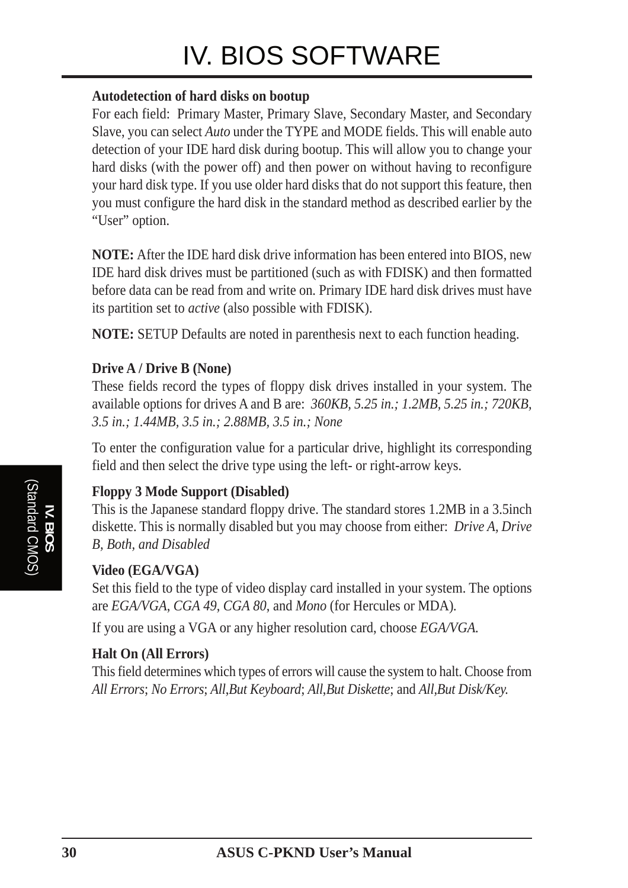**Autodetection of hard disks on bootup**

For each field: Primary Master, Primary Slave, Secondary Master, and Secondary Slave, you can select *Auto* under the TYPE and MODE fields. This will enable auto detection of your IDE hard disk during bootup. This will allow you to change your hard disks (with the power off) and then power on without having to reconfigure your hard disk type. If you use older hard disks that do not support this feature, then you must configure the hard disk in the standard method as described earlier by the "User" option.

**NOTE:** After the IDE hard disk drive information has been entered into BIOS, new IDE hard disk drives must be partitioned (such as with FDISK) and then formatted before data can be read from and write on. Primary IDE hard disk drives must have its partition set to *active* (also possible with FDISK).

**NOTE:** SETUP Defaults are noted in parenthesis next to each function heading.

**Drive A / Drive B (None)**

These fields record the types of floppy disk drives installed in your system. The available options for drives A and B are: *360KB, 5.25 in.; 1.2MB, 5.25 in.; 720KB, 3.5 in.; 1.44MB, 3.5 in.; 2.88MB, 3.5 in.; None*

To enter the configuration value for a particular drive, highlight its corresponding field and then select the drive type using the left- or right-arrow keys.

**Floppy 3 Mode Support (Disabled)**

This is the Japanese standard floppy drive. The standard stores 1.2MB in a 3.5inch diskette. This is normally disabled but you may choose from either: *Drive A, Drive B, Both, and Disabled*

**Video (EGA/VGA)**

Set this field to the type of video display card installed in your system. The options are *EGA/VGA*, *CGA 49*, *CGA 80*, and *Mono* (for Hercules or MDA).

If you are using a VGA or any higher resolution card, choose *EGA/VGA.*

**Halt On (All Errors)**

This field determines which types of errors will cause the system to halt. Choose from *All Errors*; *No Errors*; *All,But Keyboard*; *All,But Diskette*; and *All,But Disk/Key.*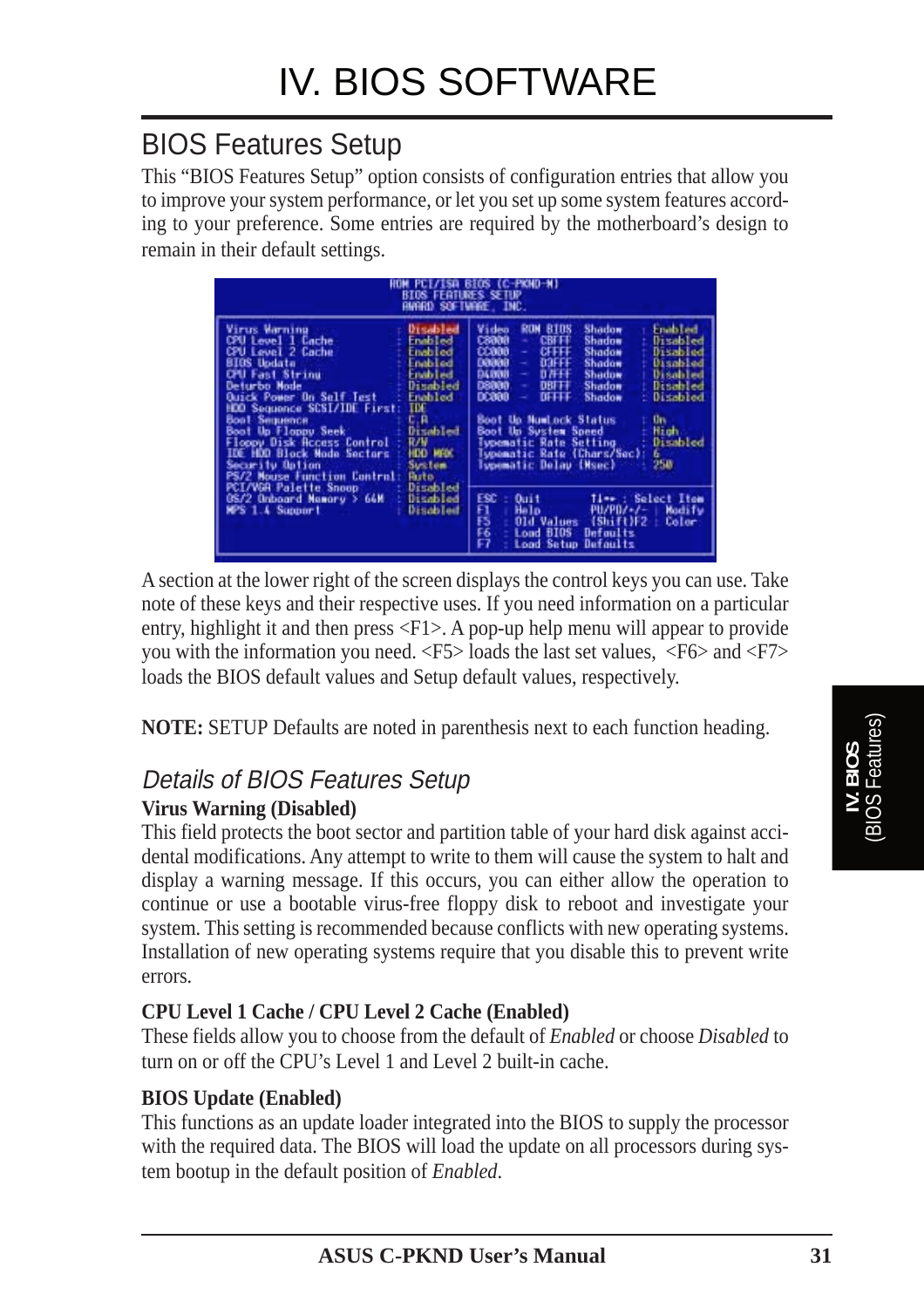## BIOS Features Setup

This "BIOS Features Setup" option consists of configuration entries that allow you to improve your system performance, or let you set up some system features according to your preference. Some entries are required by the motherboard's design to remain in their default settings.

```
                    ROM PCI/ISA BIOS (C-PKND-M)
                        BIOS FEATURES SETUP
                        AWARD SOFTWARE, INC.

Virus Warning              : Disabled   Video    ROM BIOS Shadow   : Enabled
CPU Level 1 Cache          : Enabled    C8000  -  CBFFF   Shadow   : Disabled
CPU Level 2 Cache          : Enabled    CC000  -  CFFFF   Shadow   : Disabled
BIOS Update                : Enabled    D0000  -  D3FFF   Shadow   : Disabled
CPU Fast String            : Enabled    D4000  -  D7FFF   Shadow   : Disabled
Deturbo Mode               : Disabled   D8000  -  DBFFF   Shadow   : Disabled
Quick Power On Self Test   : Enabled    DC000  -  DFFFF   Shadow   : Disabled
HDD Sequence SCSI/IDE First: IDE
Boot Sequence              : C,A        Boot Up NumLock Status      : On
Boot Up Floppy Seek        : Disabled   Boot Up System Speed        : High
Floppy Disk Access Control : R/W        Typematic Rate Setting      : Disabled
IDE HDD Block Mode Sectors : HDD MAX    Typematic Rate (Chars/Sec)  : 6
Security Option            : System     Typematic Delay (Msec)      : 250
PS/2 Mouse Function Control: Auto
PCI/VGA Palette Snoop      : Disabled
OS/2 Onboard Memory > 64M  : Disabled   ESC : Quit        ↑↓→← : Select Item
MPS 1.4 Support            : Disabled   F1  : Help        PU/PD/+/- : Modify
                                        F5  : Old Values  (Shift)F2 : Color
                                        F6  : Load BIOS  Defaults
                                        F7  : Load Setup Defaults
```

A section at the lower right of the screen displays the control keys you can use. Take note of these keys and their respective uses. If you need information on a particular entry, highlight it and then press <F1>. A pop-up help menu will appear to provide you with the information you need. <F5> loads the last set values, <F6> and <F7> loads the BIOS default values and Setup default values, respectively.

**NOTE:** SETUP Defaults are noted in parenthesis next to each function heading.

### *Details of BIOS Features Setup*

**Virus Warning (Disabled)**

This field protects the boot sector and partition table of your hard disk against accidental modifications. Any attempt to write to them will cause the system to halt and display a warning message. If this occurs, you can either allow the operation to continue or use a bootable virus-free floppy disk to reboot and investigate your system. This setting is recommended because conflicts with new operating systems. Installation of new operating systems require that you disable this to prevent write errors.

**CPU Level 1 Cache / CPU Level 2 Cache (Enabled)**

These fields allow you to choose from the default of *Enabled* or choose *Disabled* to turn on or off the CPU's Level 1 and Level 2 built-in cache.

**BIOS Update (Enabled)**

This functions as an update loader integrated into the BIOS to supply the processor with the required data. The BIOS will load the update on all processors during system bootup in the default position of *Enabled*.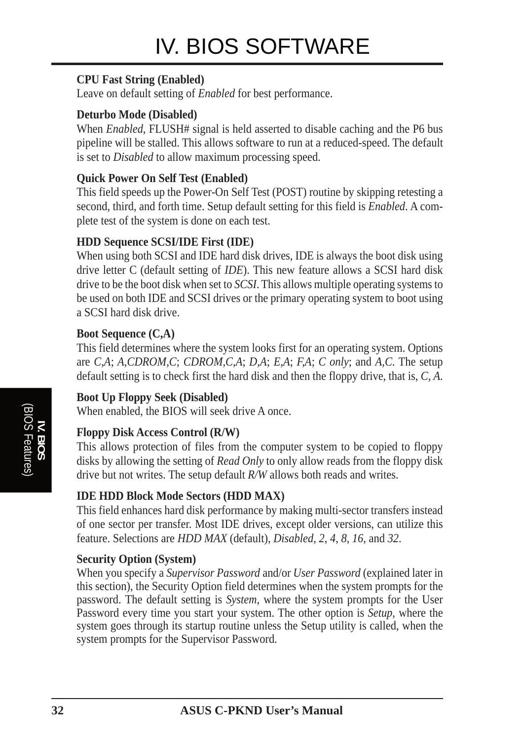**CPU Fast String (Enabled)**
Leave on default setting of *Enabled* for best performance.

**Deturbo Mode (Disabled)**
When *Enabled*, FLUSH# signal is held asserted to disable caching and the P6 bus pipeline will be stalled. This allows software to run at a reduced-speed. The default is set to *Disabled* to allow maximum processing speed.

**Quick Power On Self Test (Enabled)**
This field speeds up the Power-On Self Test (POST) routine by skipping retesting a second, third, and forth time. Setup default setting for this field is *Enabled*. A complete test of the system is done on each test.

**HDD Sequence SCSI/IDE First (IDE)**
When using both SCSI and IDE hard disk drives, IDE is always the boot disk using drive letter C (default setting of *IDE*). This new feature allows a SCSI hard disk drive to be the boot disk when set to *SCSI*. This allows multiple operating systems to be used on both IDE and SCSI drives or the primary operating system to boot using a SCSI hard disk drive.

**Boot Sequence (C,A)**
This field determines where the system looks first for an operating system. Options are *C,A*; *A,CDROM,C*; *CDROM,C,A*; *D,A*; *E,A*; *F,A*; *C only*; and *A,C*. The setup default setting is to check first the hard disk and then the floppy drive, that is, *C, A*.

**Boot Up Floppy Seek (Disabled)**
When enabled, the BIOS will seek drive A once.

**Floppy Disk Access Control (R/W)**
This allows protection of files from the computer system to be copied to floppy disks by allowing the setting of *Read Only* to only allow reads from the floppy disk drive but not writes. The setup default *R/W* allows both reads and writes.

**IDE HDD Block Mode Sectors (HDD MAX)**
This field enhances hard disk performance by making multi-sector transfers instead of one sector per transfer. Most IDE drives, except older versions, can utilize this feature. Selections are *HDD MAX* (default), *Disabled*, *2*, *4*, *8*, *16*, and *32*.

**Security Option (System)**
When you specify a *Supervisor Password* and/or *User Password* (explained later in this section), the Security Option field determines when the system prompts for the password. The default setting is *System*, where the system prompts for the User Password every time you start your system. The other option is *Setup*, where the system goes through its startup routine unless the Setup utility is called, when the system prompts for the Supervisor Password.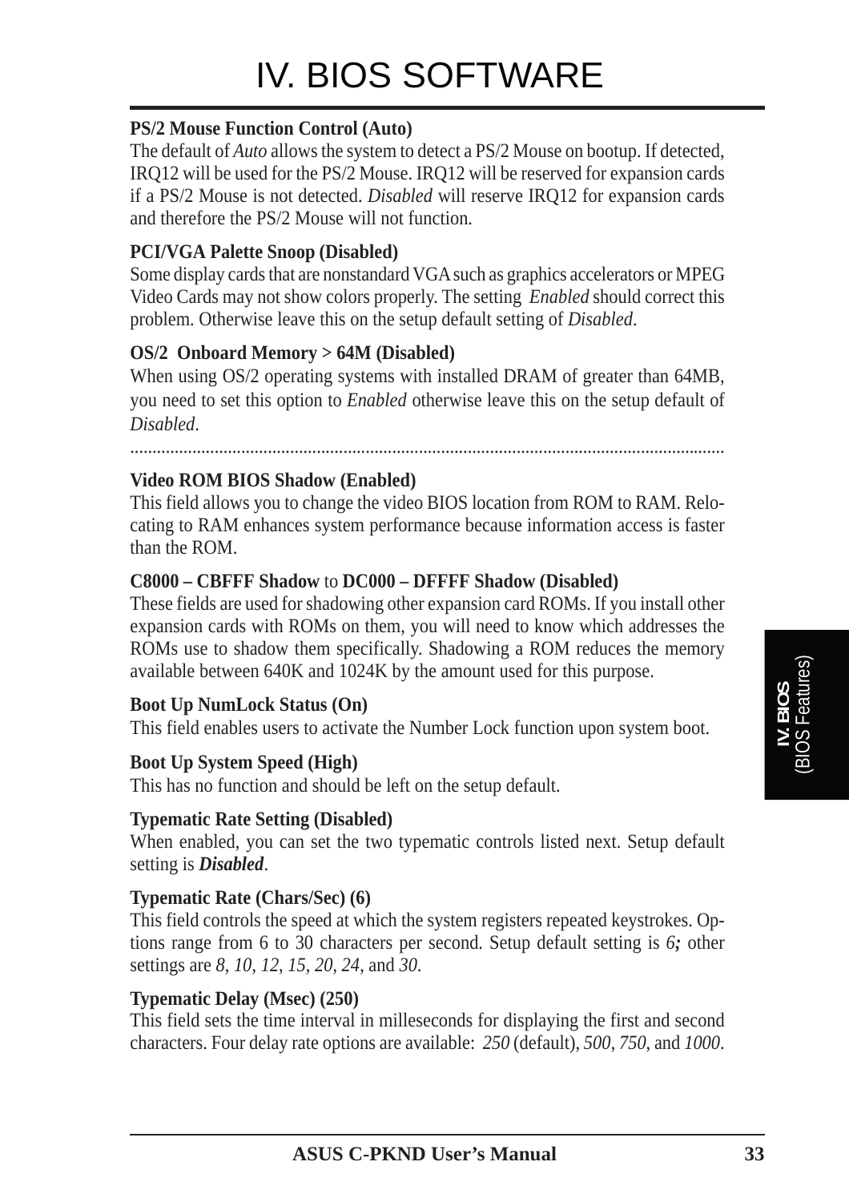**PS/2 Mouse Function Control (Auto)**
The default of *Auto* allows the system to detect a PS/2 Mouse on bootup. If detected, IRQ12 will be used for the PS/2 Mouse. IRQ12 will be reserved for expansion cards if a PS/2 Mouse is not detected. *Disabled* will reserve IRQ12 for expansion cards and therefore the PS/2 Mouse will not function.

**PCI/VGA Palette Snoop (Disabled)**
Some display cards that are nonstandard VGA such as graphics accelerators or MPEG Video Cards may not show colors properly. The setting *Enabled* should correct this problem. Otherwise leave this on the setup default setting of *Disabled*.

**OS/2 Onboard Memory > 64M (Disabled)**
When using OS/2 operating systems with installed DRAM of greater than 64MB, you need to set this option to *Enabled* otherwise leave this on the setup default of *Disabled*.

.......................................................................................................................................

**Video ROM BIOS Shadow (Enabled)**
This field allows you to change the video BIOS location from ROM to RAM. Relocating to RAM enhances system performance because information access is faster than the ROM.

**C8000 – CBFFF Shadow** to **DC000 – DFFFF Shadow (Disabled)**
These fields are used for shadowing other expansion card ROMs. If you install other expansion cards with ROMs on them, you will need to know which addresses the ROMs use to shadow them specifically. Shadowing a ROM reduces the memory available between 640K and 1024K by the amount used for this purpose.

**Boot Up NumLock Status (On)**
This field enables users to activate the Number Lock function upon system boot.

**Boot Up System Speed (High)**
This has no function and should be left on the setup default.

**Typematic Rate Setting (Disabled)**
When enabled, you can set the two typematic controls listed next. Setup default setting is ***Disabled***.

**Typematic Rate (Chars/Sec) (6)**
This field controls the speed at which the system registers repeated keystrokes. Options range from 6 to 30 characters per second. Setup default setting is *6;* other settings are *8*, *10*, *12*, *15*, *20*, *24*, and *30*.

**Typematic Delay (Msec) (250)**
This field sets the time interval in milleseconds for displaying the first and second characters. Four delay rate options are available: *250* (default), *500*, *750*, and *1000*.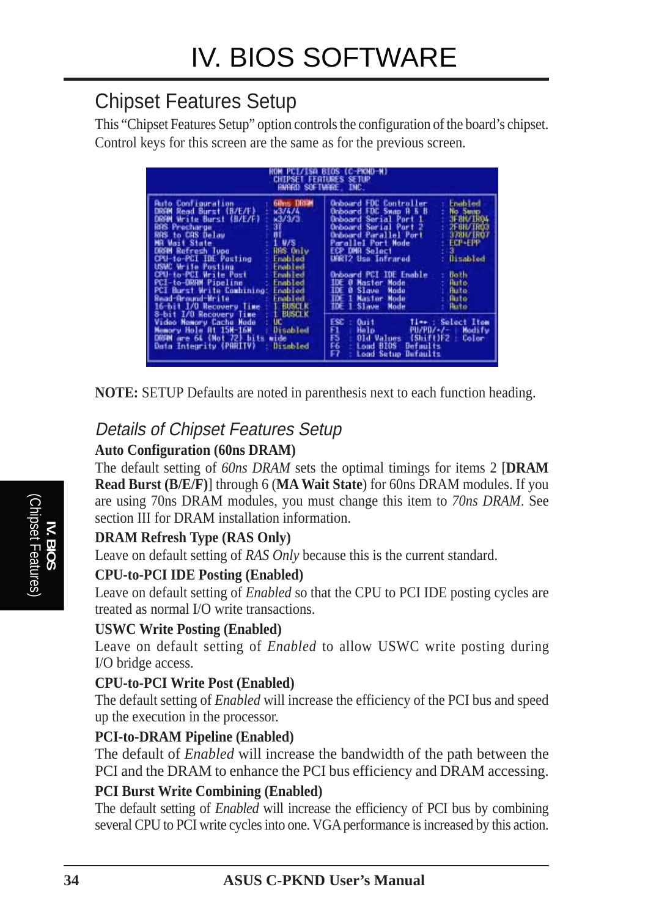## Chipset Features Setup

This "Chipset Features Setup" option controls the configuration of the board's chipset. Control keys for this screen are the same as for the previous screen.

```
                          ROM PCI/ISA BIOS (C-PKND-N)
                            CHIPSET FEATURES SETUP
                              AWARD SOFTWARE, INC.

Auto Configuration          : 60ns DRAM   | Onboard FDC Controller  : Enabled
DRAM Read Burst (B/E/F)     : x3/4/4      | Onboard FDC Swap A & B  : No Swap
DRAM Write Burst (B/E/F)    : x3/3/3      | Onboard Serial Port 1   : 3F8H/IRQ4
RAS Precharge               : 3T          | Onboard Serial Port 2   : 2F8H/IRQ3
RAS to CAS Delay            : 0T          | Onboard Parallel Port   : 378H/IRQ7
MA Wait State               : 1 W/S       | Parallel Port Mode      : ECP+EPP
DRAM Refresh Type           : RAS Only    | ECP DMA Select          : 3
CPU-to-PCI IDE Posting      : Enabled     | UART2 Use Infrared      : Disabled
USWC Write Posting          : Enabled     |
CPU-to-PCI Write Post       : Enabled     | Onboard PCI IDE Enable  : Both
PCI-to-DRAM Pipeline        : Enabled     | IDE 0 Master Mode       : Auto
PCI Burst Write Combining   : Enabled     | IDE 0 Slave  Mode       : Auto
Read-Around-Write           : Enabled     | IDE 1 Master Mode       : Auto
16-bit I/O Recovery Time    : 1 BUSCLK    | IDE 1 Slave  Mode       : Auto
8-bit I/O Recovery Time     : 1 BUSCLK    |
Video Memory Cache Mode     : UC          | ESC : Quit       ↑↓→← : Select Item
Memory Hole At 15M-16M      : Disabled    | F1  : Help       PU/PD/+/- : Modify
DRAM are 64 (Not 72) bits wide            | F5  : Old Values (Shift)F2 : Color
Data Integrity (PARITY)     : Disabled    | F6  : Load BIOS  Defaults
                                          | F7  : Load Setup Defaults
```

**NOTE:** SETUP Defaults are noted in parenthesis next to each function heading.

### *Details of Chipset Features Setup*

**Auto Configuration (60ns DRAM)**

The default setting of *60ns DRAM* sets the optimal timings for items 2 [**DRAM Read Burst (B/E/F)**] through 6 (**MA Wait State**) for 60ns DRAM modules. If you are using 70ns DRAM modules, you must change this item to *70ns DRAM*. See section III for DRAM installation information.

**DRAM Refresh Type (RAS Only)**

Leave on default setting of *RAS Only* because this is the current standard.

**CPU-to-PCI IDE Posting (Enabled)**

Leave on default setting of *Enabled* so that the CPU to PCI IDE posting cycles are treated as normal I/O write transactions.

**USWC Write Posting (Enabled)**

Leave on default setting of *Enabled* to allow USWC write posting during I/O bridge access.

**CPU-to-PCI Write Post (Enabled)**

The default setting of *Enabled* will increase the efficiency of the PCI bus and speed up the execution in the processor.

**PCI-to-DRAM Pipeline (Enabled)**

The default of *Enabled* will increase the bandwidth of the path between the PCI and the DRAM to enhance the PCI bus efficiency and DRAM accessing.

**PCI Burst Write Combining (Enabled)**

The default setting of *Enabled* will increase the efficiency of PCI bus by combining several CPU to PCI write cycles into one. VGA performance is increased by this action.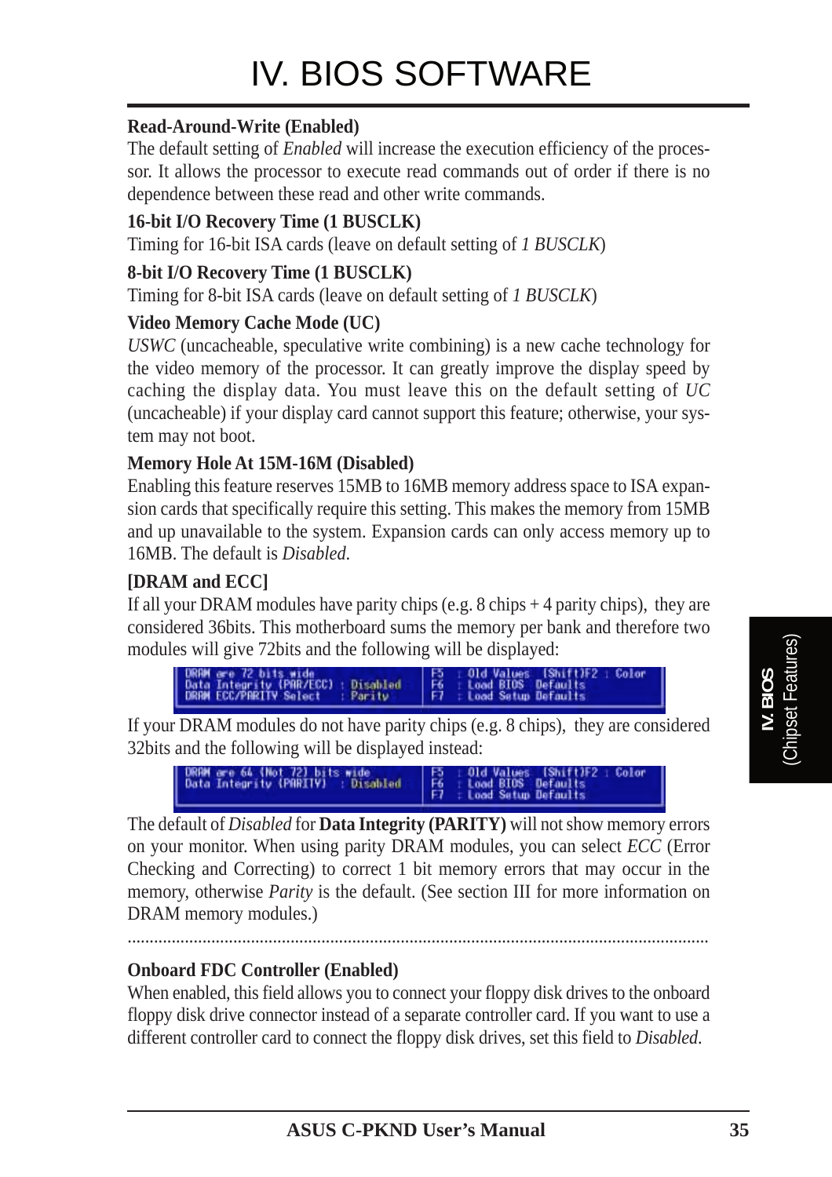# IV. BIOS SOFTWARE

**Read-Around-Write (Enabled)**

The default setting of *Enabled* will increase the execution efficiency of the processor. It allows the processor to execute read commands out of order if there is no dependence between these read and other write commands.

**16-bit I/O Recovery Time (1 BUSCLK)**

Timing for 16-bit ISA cards (leave on default setting of *1 BUSCLK*)

**8-bit I/O Recovery Time (1 BUSCLK)**

Timing for 8-bit ISA cards (leave on default setting of *1 BUSCLK*)

**Video Memory Cache Mode (UC)**

*USWC* (uncacheable, speculative write combining) is a new cache technology for the video memory of the processor. It can greatly improve the display speed by caching the display data. You must leave this on the default setting of *UC* (uncacheable) if your display card cannot support this feature; otherwise, your system may not boot.

**Memory Hole At 15M-16M (Disabled)**

Enabling this feature reserves 15MB to 16MB memory address space to ISA expansion cards that specifically require this setting. This makes the memory from 15MB and up unavailable to the system. Expansion cards can only access memory up to 16MB. The default is *Disabled.*

**[DRAM and ECC]**

If all your DRAM modules have parity chips (e.g. 8 chips + 4 parity chips), they are considered 36bits. This motherboard sums the memory per bank and therefore two modules will give 72bits and the following will be displayed:

```
DRAM are 72 bits wide                      F5  : Old Values  (Shift)F2 : Color
Data Integrity (PAR/ECC) : Disabled        F6  : Load BIOS  Defaults
DRAM ECC/PARITY Select   : Parity          F7  : Load Setup Defaults
```

If your DRAM modules do not have parity chips (e.g. 8 chips), they are considered 32bits and the following will be displayed instead:

```
DRAM are 64 (Not 72) bits wide             F5  : Old Values  (Shift)F2 : Color
Data Integrity (PARITY)  : Disabled        F6  : Load BIOS  Defaults
                                           F7  : Load Setup Defaults
```

The default of *Disabled* for **Data Integrity (PARITY)** will not show memory errors on your monitor. When using parity DRAM modules, you can select *ECC* (Error Checking and Correcting) to correct 1 bit memory errors that may occur in the memory, otherwise *Parity* is the default. (See section III for more information on DRAM memory modules.)

.................................................................................................................................................

**Onboard FDC Controller (Enabled)**

When enabled, this field allows you to connect your floppy disk drives to the onboard floppy disk drive connector instead of a separate controller card. If you want to use a different controller card to connect the floppy disk drives, set this field to *Disabled*.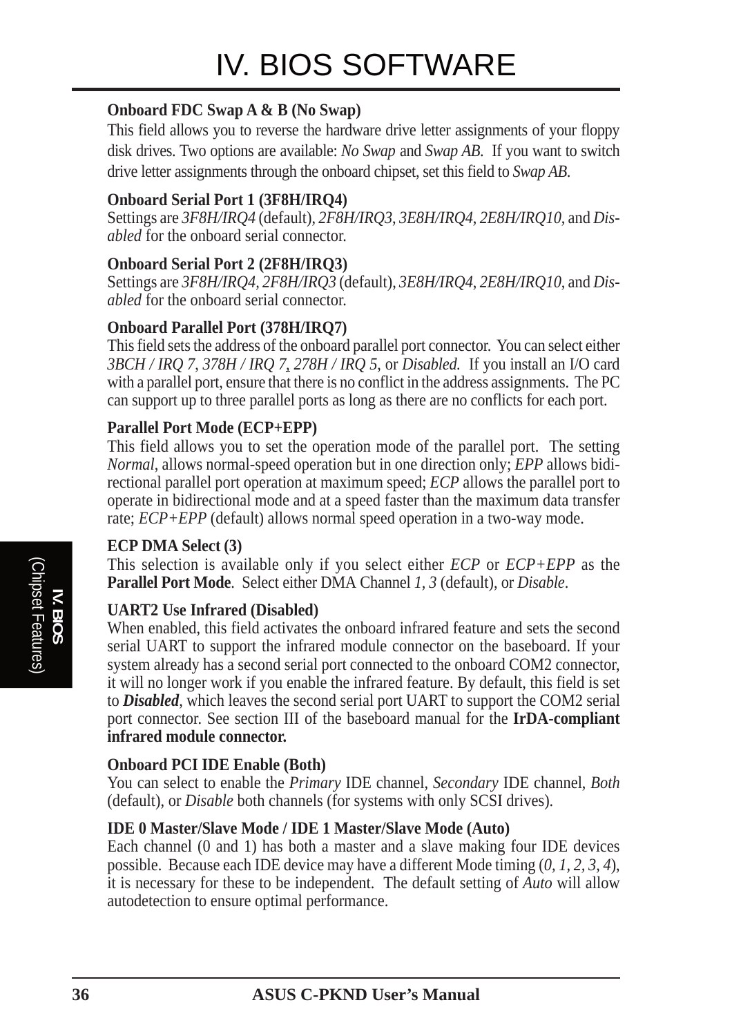**Onboard FDC Swap A & B (No Swap)**

This field allows you to reverse the hardware drive letter assignments of your floppy disk drives. Two options are available: *No Swap* and *Swap AB*. If you want to switch drive letter assignments through the onboard chipset, set this field to *Swap AB*.

**Onboard Serial Port 1 (3F8H/IRQ4)**

Settings are *3F8H/IRQ4* (default), *2F8H/IRQ3*, *3E8H/IRQ4*, *2E8H/IRQ10*, and *Disabled* for the onboard serial connector.

**Onboard Serial Port 2 (2F8H/IRQ3)**

Settings are *3F8H/IRQ4*, *2F8H/IRQ3* (default), *3E8H/IRQ4*, *2E8H/IRQ10*, and *Disabled* for the onboard serial connector.

**Onboard Parallel Port (378H/IRQ7)**

This field sets the address of the onboard parallel port connector. You can select either *3BCH / IRQ 7*, *378H / IRQ 7*, *278H / IRQ 5*, or *Disabled*. If you install an I/O card with a parallel port, ensure that there is no conflict in the address assignments. The PC can support up to three parallel ports as long as there are no conflicts for each port.

**Parallel Port Mode (ECP+EPP)**

This field allows you to set the operation mode of the parallel port. The setting *Normal*, allows normal-speed operation but in one direction only; *EPP* allows bidirectional parallel port operation at maximum speed; *ECP* allows the parallel port to operate in bidirectional mode and at a speed faster than the maximum data transfer rate; *ECP+EPP* (default) allows normal speed operation in a two-way mode.

**ECP DMA Select (3)**

This selection is available only if you select either *ECP* or *ECP+EPP* as the **Parallel Port Mode**. Select either DMA Channel *1*, *3* (default), or *Disable*.

**UART2 Use Infrared (Disabled)**

When enabled, this field activates the onboard infrared feature and sets the second serial UART to support the infrared module connector on the baseboard. If your system already has a second serial port connected to the onboard COM2 connector, it will no longer work if you enable the infrared feature. By default, this field is set to ***Disabled***, which leaves the second serial port UART to support the COM2 serial port connector. See section III of the baseboard manual for the **IrDA-compliant infrared module connector.**

**Onboard PCI IDE Enable (Both)**

You can select to enable the *Primary* IDE channel, *Secondary* IDE channel, *Both* (default), or *Disable* both channels (for systems with only SCSI drives).

**IDE 0 Master/Slave Mode / IDE 1 Master/Slave Mode (Auto)**

Each channel (0 and 1) has both a master and a slave making four IDE devices possible. Because each IDE device may have a different Mode timing (*0, 1, 2, 3, 4*), it is necessary for these to be independent. The default setting of *Auto* will allow autodetection to ensure optimal performance.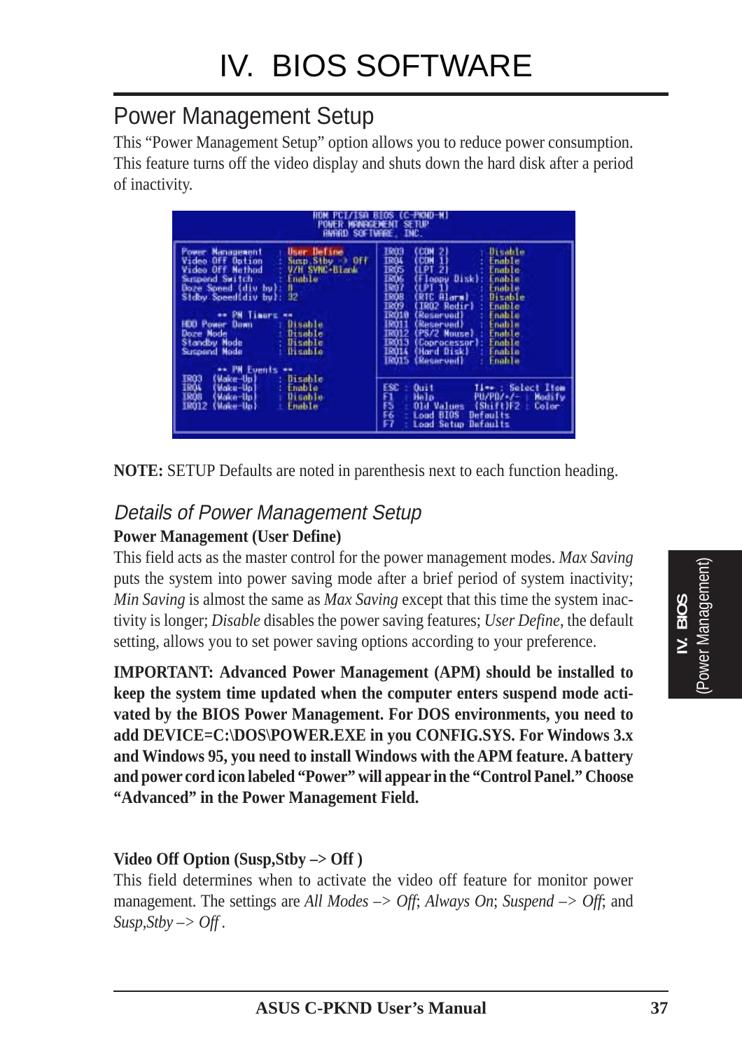# IV. BIOS SOFTWARE

## Power Management Setup

This "Power Management Setup" option allows you to reduce power consumption. This feature turns off the video display and shuts down the hard disk after a period of inactivity.

```
ROM PCI/ISA BIOS (C-PKND-H)
POWER MANAGEMENT SETUP
AWARD SOFTWARE, INC.

Power Management    : User Define        IRQ3  (COM 2)         : Disable
Video Off Option    : Susp,Stby -> Off   IRQ4  (COM 1)         : Enable
Video Off Method    : V/H SYNC+Blank     IRQ5  (LPT 2)         : Enable
Suspend Switch      : Enable             IRQ6  (Floppy Disk)   : Enable
Doze Speed (div by) : 8                  IRQ7  (LPT 1)         : Enable
Stdby Speed(div by) : 32                 IRQ8  (RTC Alarm)     : Disable
                                         IRQ9  (IRQ2 Redir)    : Enable
     ** PM Timers **                     IRQ10 (Reserved)      : Enable
HDD Power Down      : Disable            IRQ11 (Reserved)      : Enable
Doze Mode           : Disable            IRQ12 (PS/2 Mouse)    : Enable
Standby Mode        : Disable            IRQ13 (Coprocessor)   : Enable
Suspend Mode        : Disable            IRQ14 (Hard Disk)     : Enable
                                         IRQ15 (Reserved)      : Enable
     ** PM Events **
IRQ3  (Wake-Up)     : Disable
IRQ4  (Wake-Up)     : Enable             ESC : Quit      ↑↓→← : Select Item
IRQ8  (Wake-Up)     : Disable            F1  : Help      PU/PD/+/- : Modify
IRQ12 (Wake-Up)     : Enable             F5  : Old Values  (Shift)F2 : Color
                                         F6  : Load BIOS  Defaults
                                         F7  : Load Setup Defaults
```

**NOTE:** SETUP Defaults are noted in parenthesis next to each function heading.

### *Details of Power Management Setup*

**Power Management (User Define)**

This field acts as the master control for the power management modes. *Max Saving* puts the system into power saving mode after a brief period of system inactivity; *Min Saving* is almost the same as *Max Saving* except that this time the system inactivity is longer; *Disable* disables the power saving features; *User Define*, the default setting, allows you to set power saving options according to your preference.

**IMPORTANT: Advanced Power Management (APM) should be installed to keep the system time updated when the computer enters suspend mode activated by the BIOS Power Management. For DOS environments, you need to add DEVICE=C:\DOS\POWER.EXE in you CONFIG.SYS. For Windows 3.x and Windows 95, you need to install Windows with the APM feature. A battery and power cord icon labeled "Power" will appear in the "Control Panel." Choose "Advanced" in the Power Management Field.**

**Video Off Option (Susp,Stby –> Off )**

This field determines when to activate the video off feature for monitor power management. The settings are *All Modes –> Off*; *Always On*; *Suspend –> Off*; and *Susp,Stby –> Off* .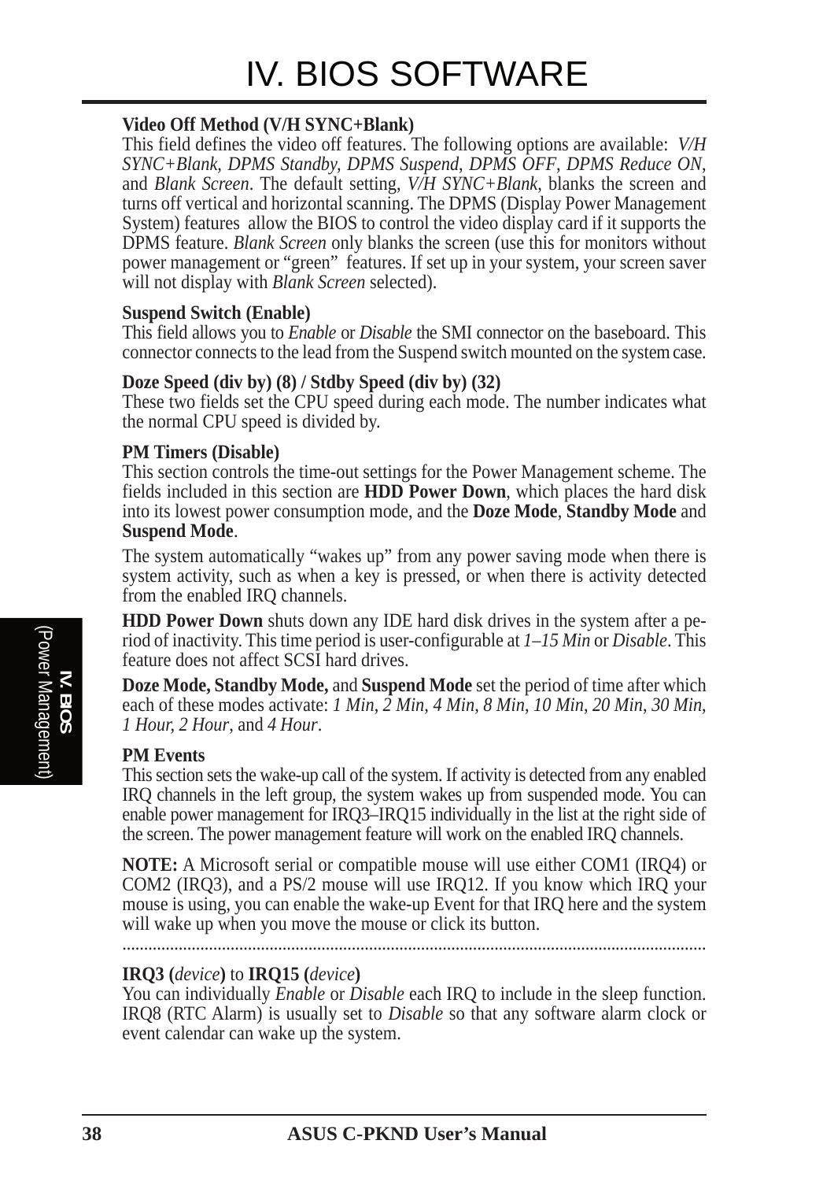**Video Off Method (V/H SYNC+Blank)**
This field defines the video off features. The following options are available: *V/H SYNC+Blank*, *DPMS Standby, DPMS Suspend*, *DPMS OFF*, *DPMS Reduce ON*, and *Blank Screen*. The default setting, *V/H SYNC+Blank*, blanks the screen and turns off vertical and horizontal scanning. The DPMS (Display Power Management System) features allow the BIOS to control the video display card if it supports the DPMS feature. *Blank Screen* only blanks the screen (use this for monitors without power management or "green" features. If set up in your system, your screen saver will not display with *Blank Screen* selected).

**Suspend Switch (Enable)**
This field allows you to *Enable* or *Disable* the SMI connector on the baseboard. This connector connects to the lead from the Suspend switch mounted on the system case.

**Doze Speed (div by) (8) / Stdby Speed (div by) (32)**
These two fields set the CPU speed during each mode. The number indicates what the normal CPU speed is divided by.

**PM Timers (Disable)**
This section controls the time-out settings for the Power Management scheme. The fields included in this section are **HDD Power Down**, which places the hard disk into its lowest power consumption mode, and the **Doze Mode**, **Standby Mode** and **Suspend Mode**.

The system automatically "wakes up" from any power saving mode when there is system activity, such as when a key is pressed, or when there is activity detected from the enabled IRQ channels.

**HDD Power Down** shuts down any IDE hard disk drives in the system after a period of inactivity. This time period is user-configurable at *1–15 Min* or *Disable*. This feature does not affect SCSI hard drives.

**Doze Mode, Standby Mode,** and **Suspend Mode** set the period of time after which each of these modes activate: *1 Min*, *2 Min*, *4 Min*, *8 Min*, *10 Min*, *20 Min*, *30 Min*, *1 Hour, 2 Hour*, and *4 Hour*.

**PM Events**
This section sets the wake-up call of the system. If activity is detected from any enabled IRQ channels in the left group, the system wakes up from suspended mode. You can enable power management for IRQ3–IRQ15 individually in the list at the right side of the screen. The power management feature will work on the enabled IRQ channels.

**NOTE:** A Microsoft serial or compatible mouse will use either COM1 (IRQ4) or COM2 (IRQ3), and a PS/2 mouse will use IRQ12. If you know which IRQ your mouse is using, you can enable the wake-up Event for that IRQ here and the system will wake up when you move the mouse or click its button.

---

**IRQ3 (*device*)** to **IRQ15 (*device*)**
You can individually *Enable* or *Disable* each IRQ to include in the sleep function. IRQ8 (RTC Alarm) is usually set to *Disable* so that any software alarm clock or event calendar can wake up the system.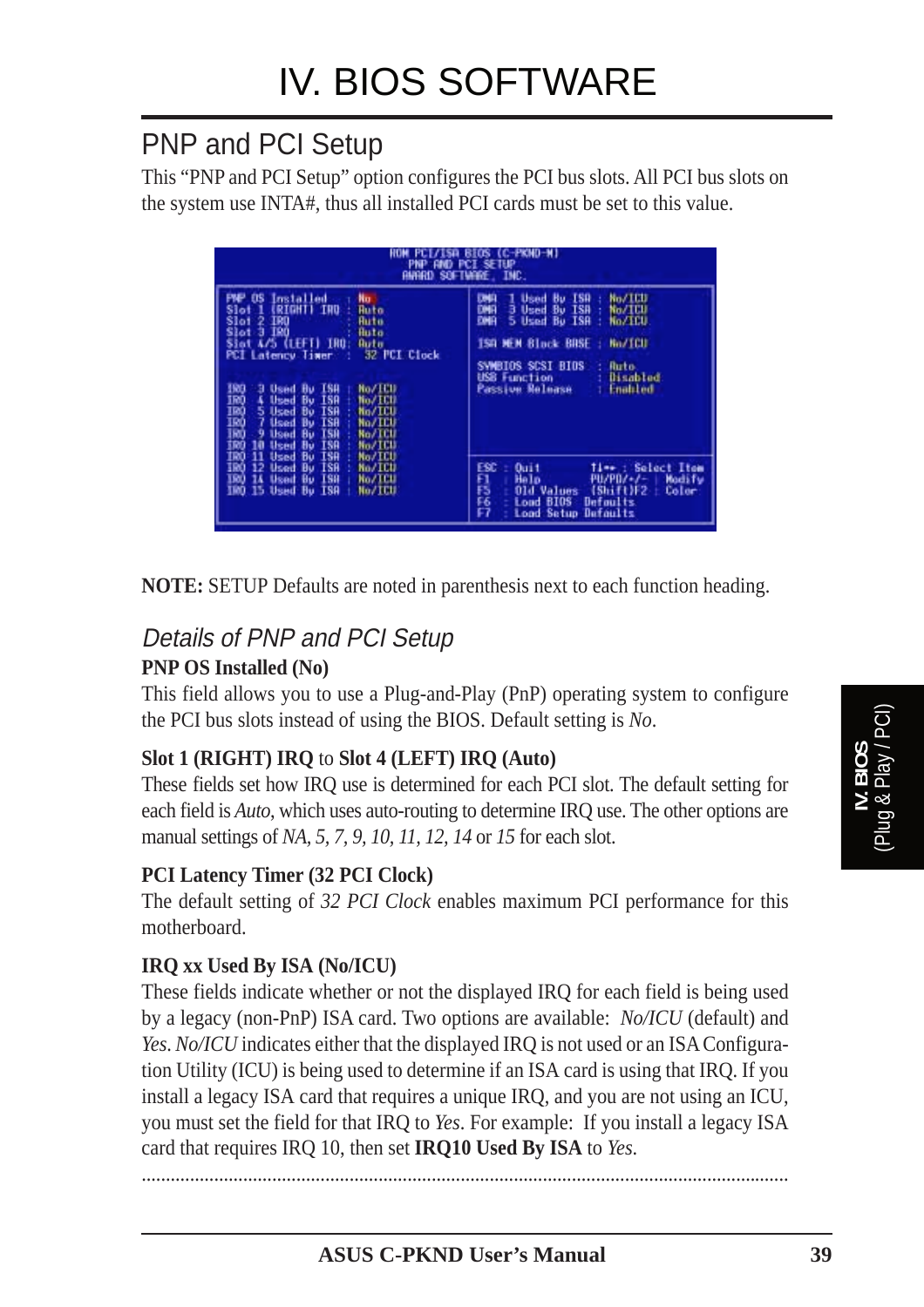# IV. BIOS SOFTWARE

## PNP and PCI Setup

This "PNP and PCI Setup" option configures the PCI bus slots. All PCI bus slots on the system use INTA#, thus all installed PCI cards must be set to this value.

```
ROM PCI/ISA BIOS (C-PKND-M)
PNP AND PCI SETUP
AWARD SOFTWARE, INC.

PNP OS Installed       : No          DMA  1 Used By ISA : No/ICU
Slot 1 (RIGHT) IRQ     : Auto        DMA  3 Used By ISA : No/ICU
Slot 2 IRQ             : Auto        DMA  5 Used By ISA : No/ICU
Slot 3 IRQ             : Auto
Slot 4/5 (LEFT) IRQ    : Auto        ISA MEM Block BASE : No/ICU
PCI Latency Timer      : 32 PCI Clock
                                     SYMBIOS SCSI BIOS  : Auto
                                     USB Function       : Disabled
IRQ  3 Used By ISA : No/ICU          Passive Release    : Enabled
IRQ  4 Used By ISA : No/ICU
IRQ  5 Used By ISA : No/ICU
IRQ  7 Used By ISA : No/ICU
IRQ  9 Used By ISA : No/ICU
IRQ 10 Used By ISA : No/ICU
IRQ 11 Used By ISA : No/ICU          ESC : Quit        ↑↓→← : Select Item
IRQ 12 Used By ISA : No/ICU          F1  : Help        PU/PD/+/- : Modify
IRQ 14 Used By ISA : No/ICU          F5  : Old Values  (Shift)F2 : Color
IRQ 15 Used By ISA : No/ICU          F6  : Load BIOS  Defaults
                                     F7  : Load Setup Defaults
```

**NOTE:** SETUP Defaults are noted in parenthesis next to each function heading.

### *Details of PNP and PCI Setup*

**PNP OS Installed (No)**

This field allows you to use a Plug-and-Play (PnP) operating system to configure the PCI bus slots instead of using the BIOS. Default setting is *No*.

**Slot 1 (RIGHT) IRQ** to **Slot 4 (LEFT) IRQ (Auto)**

These fields set how IRQ use is determined for each PCI slot. The default setting for each field is *Auto*, which uses auto-routing to determine IRQ use. The other options are manual settings of *NA, 5, 7, 9, 10, 11, 12, 14* or *15* for each slot.

**PCI Latency Timer (32 PCI Clock)**

The default setting of *32 PCI Clock* enables maximum PCI performance for this motherboard.

**IRQ xx Used By ISA (No/ICU)**

These fields indicate whether or not the displayed IRQ for each field is being used by a legacy (non-PnP) ISA card. Two options are available: *No/ICU* (default) and *Yes*. *No/ICU* indicates either that the displayed IRQ is not used or an ISA Configuration Utility (ICU) is being used to determine if an ISA card is using that IRQ. If you install a legacy ISA card that requires a unique IRQ, and you are not using an ICU, you must set the field for that IRQ to *Yes*. For example: If you install a legacy ISA card that requires IRQ 10, then set **IRQ10 Used By ISA** to *Yes*.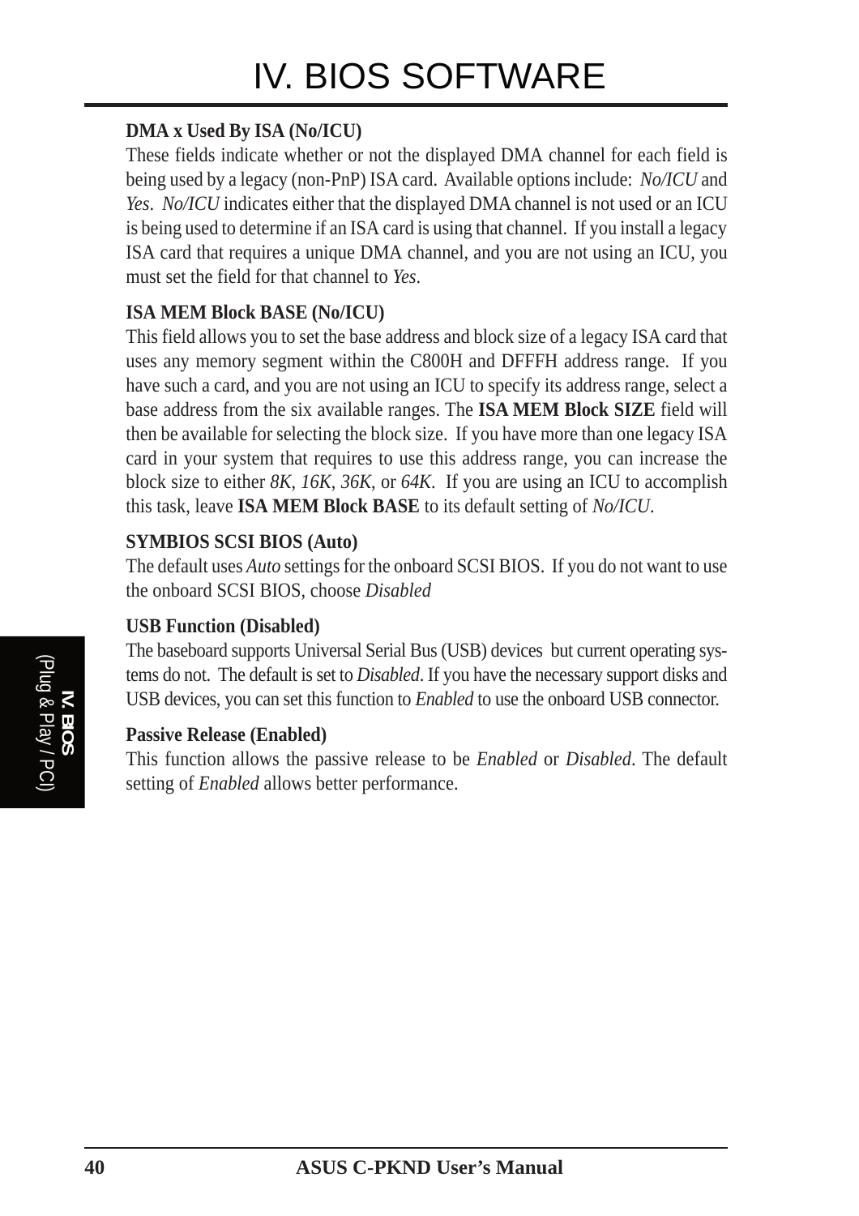**DMA x Used By ISA (No/ICU)**

These fields indicate whether or not the displayed DMA channel for each field is being used by a legacy (non-PnP) ISA card. Available options include: *No/ICU* and *Yes*. *No/ICU* indicates either that the displayed DMA channel is not used or an ICU is being used to determine if an ISA card is using that channel. If you install a legacy ISA card that requires a unique DMA channel, and you are not using an ICU, you must set the field for that channel to *Yes*.

**ISA MEM Block BASE (No/ICU)**

This field allows you to set the base address and block size of a legacy ISA card that uses any memory segment within the C800H and DFFFH address range. If you have such a card, and you are not using an ICU to specify its address range, select a base address from the six available ranges. The **ISA MEM Block SIZE** field will then be available for selecting the block size. If you have more than one legacy ISA card in your system that requires to use this address range, you can increase the block size to either *8K*, *16K*, *36K*, or *64K*. If you are using an ICU to accomplish this task, leave **ISA MEM Block BASE** to its default setting of *No/ICU*.

**SYMBIOS SCSI BIOS (Auto)**

The default uses *Auto* settings for the onboard SCSI BIOS. If you do not want to use the onboard SCSI BIOS, choose *Disabled*

**USB Function (Disabled)**

The baseboard supports Universal Serial Bus (USB) devices but current operating systems do not. The default is set to *Disabled*. If you have the necessary support disks and USB devices, you can set this function to *Enabled* to use the onboard USB connector.

**Passive Release (Enabled)**

This function allows the passive release to be *Enabled* or *Disabled*. The default setting of *Enabled* allows better performance.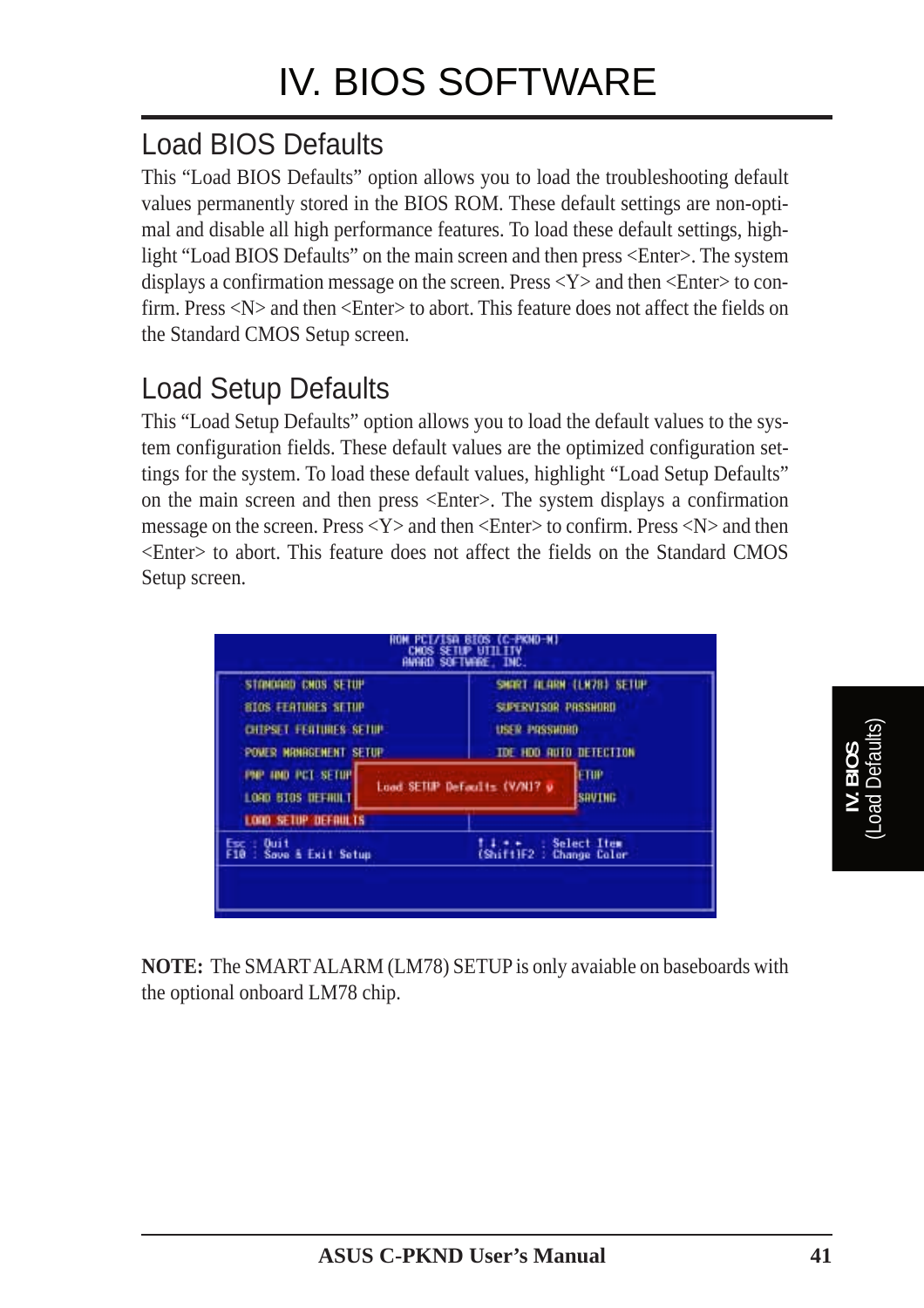# IV. BIOS SOFTWARE

## Load BIOS Defaults

This "Load BIOS Defaults" option allows you to load the troubleshooting default values permanently stored in the BIOS ROM. These default settings are non-optimal and disable all high performance features. To load these default settings, highlight "Load BIOS Defaults" on the main screen and then press <Enter>. The system displays a confirmation message on the screen. Press <Y> and then <Enter> to confirm. Press <N> and then <Enter> to abort. This feature does not affect the fields on the Standard CMOS Setup screen.

## Load Setup Defaults

This "Load Setup Defaults" option allows you to load the default values to the system configuration fields. These default values are the optimized configuration settings for the system. To load these default values, highlight "Load Setup Defaults" on the main screen and then press <Enter>. The system displays a confirmation message on the screen. Press <Y> and then <Enter> to confirm. Press <N> and then <Enter> to abort. This feature does not affect the fields on the Standard CMOS Setup screen.

```
ROM PCI/ISA BIOS (C-PKND-M)
CMOS SETUP UTILITY
AWARD SOFTWARE, INC.

STANDARD CMOS SETUP          SMART ALARM (LM78) SETUP
BIOS FEATURES SETUP          SUPERVISOR PASSWORD
CHIPSET FEATURES SETUP       USER PASSWORD
POWER MANAGEMENT SETUP       IDE HDD AUTO DETECTION
PNP AND PCI SETUP   Load SETUP Defaults (Y/N)? Y   ETUP
LOAD BIOS DEFAULT                                  SAVING
LOAD SETUP DEFAULTS

Esc : Quit                   ↑ ↓ → ←   : Select Item
F10 : Save & Exit Setup      (Shift)F2 : Change Color
```

**NOTE:** The SMART ALARM (LM78) SETUP is only avaiable on baseboards with the optional onboard LM78 chip.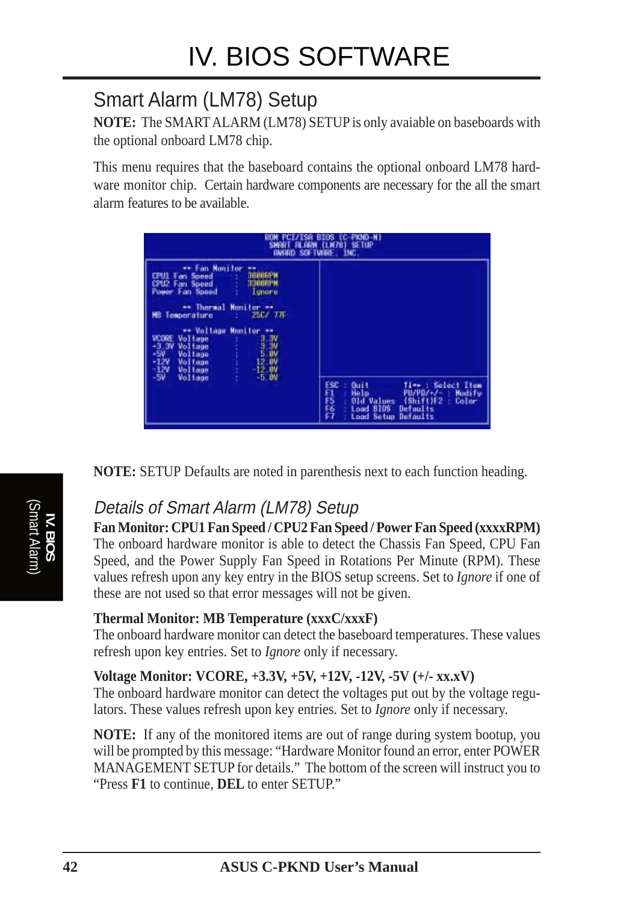## Smart Alarm (LM78) Setup

**NOTE:** The SMART ALARM (LM78) SETUP is only avaiable on baseboards with the optional onboard LM78 chip.

This menu requires that the baseboard contains the optional onboard LM78 hardware monitor chip. Certain hardware components are necessary for the all the smart alarm features to be available.

```
                    ROM PCI/ISA BIOS (C-PKND-N)
                     SMART ALARM (LM78) SETUP
                       AWARD SOFTWARE, INC.

     ** Fan Monitor **
CPU1 Fan Speed      :   3800RPM
CPU2 Fan Speed      :   3300RPM
Power Fan Speed     :   Ignore

     ** Thermal Monitor **
MB Temperature      :   25C/ 77F

     ** Voltage Monitor **
VCORE Voltage       :    3.3V
+3.3V Voltage       :    3.3V
+5V   Voltage       :    5.0V
+12V  Voltage       :   12.0V
-12V  Voltage       :  -12.0V
-5V   Voltage       :   -5.0V

                              ESC : Quit        ↑↓→← : Select Item
                              F1  : Help        PU/PD/+/- : Modify
                              F5  : Old Values  (Shift)F2 : Color
                              F6  : Load BIOS  Defaults
                              F7  : Load Setup Defaults
```

**NOTE:** SETUP Defaults are noted in parenthesis next to each function heading.

### *Details of Smart Alarm (LM78) Setup*

**Fan Monitor: CPU1 Fan Speed / CPU2 Fan Speed / Power Fan Speed (xxxxRPM)**
The onboard hardware monitor is able to detect the Chassis Fan Speed, CPU Fan Speed, and the Power Supply Fan Speed in Rotations Per Minute (RPM). These values refresh upon any key entry in the BIOS setup screens. Set to *Ignore* if one of these are not used so that error messages will not be given.

**Thermal Monitor: MB Temperature (xxxC/xxxF)**
The onboard hardware monitor can detect the baseboard temperatures. These values refresh upon key entries. Set to *Ignore* only if necessary.

**Voltage Monitor: VCORE, +3.3V, +5V, +12V, -12V, -5V (+/- xx.xV)**
The onboard hardware monitor can detect the voltages put out by the voltage regulators. These values refresh upon key entries. Set to *Ignore* only if necessary.

**NOTE:** If any of the monitored items are out of range during system bootup, you will be prompted by this message: "Hardware Monitor found an error, enter POWER MANAGEMENT SETUP for details." The bottom of the screen will instruct you to "Press **F1** to continue, **DEL** to enter SETUP."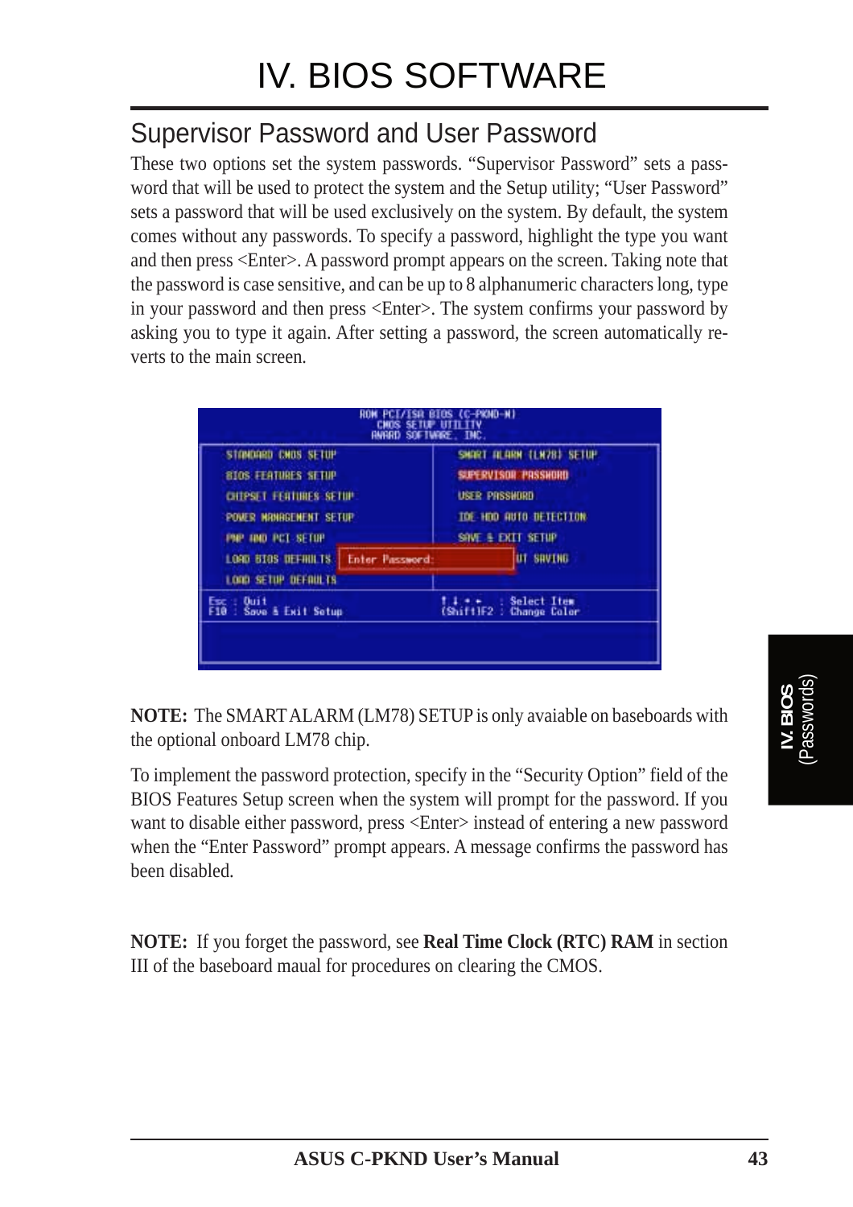# IV. BIOS SOFTWARE

## Supervisor Password and User Password

These two options set the system passwords. "Supervisor Password" sets a password that will be used to protect the system and the Setup utility; "User Password" sets a password that will be used exclusively on the system. By default, the system comes without any passwords. To specify a password, highlight the type you want and then press <Enter>. A password prompt appears on the screen. Taking note that the password is case sensitive, and can be up to 8 alphanumeric characters long, type in your password and then press <Enter>. The system confirms your password by asking you to type it again. After setting a password, the screen automatically reverts to the main screen.

**NOTE:** The SMART ALARM (LM78) SETUP is only avaiable on baseboards with the optional onboard LM78 chip.

To implement the password protection, specify in the "Security Option" field of the BIOS Features Setup screen when the system will prompt for the password. If you want to disable either password, press <Enter> instead of entering a new password when the "Enter Password" prompt appears. A message confirms the password has been disabled.

**NOTE:** If you forget the password, see **Real Time Clock (RTC) RAM** in section III of the baseboard maual for procedures on clearing the CMOS.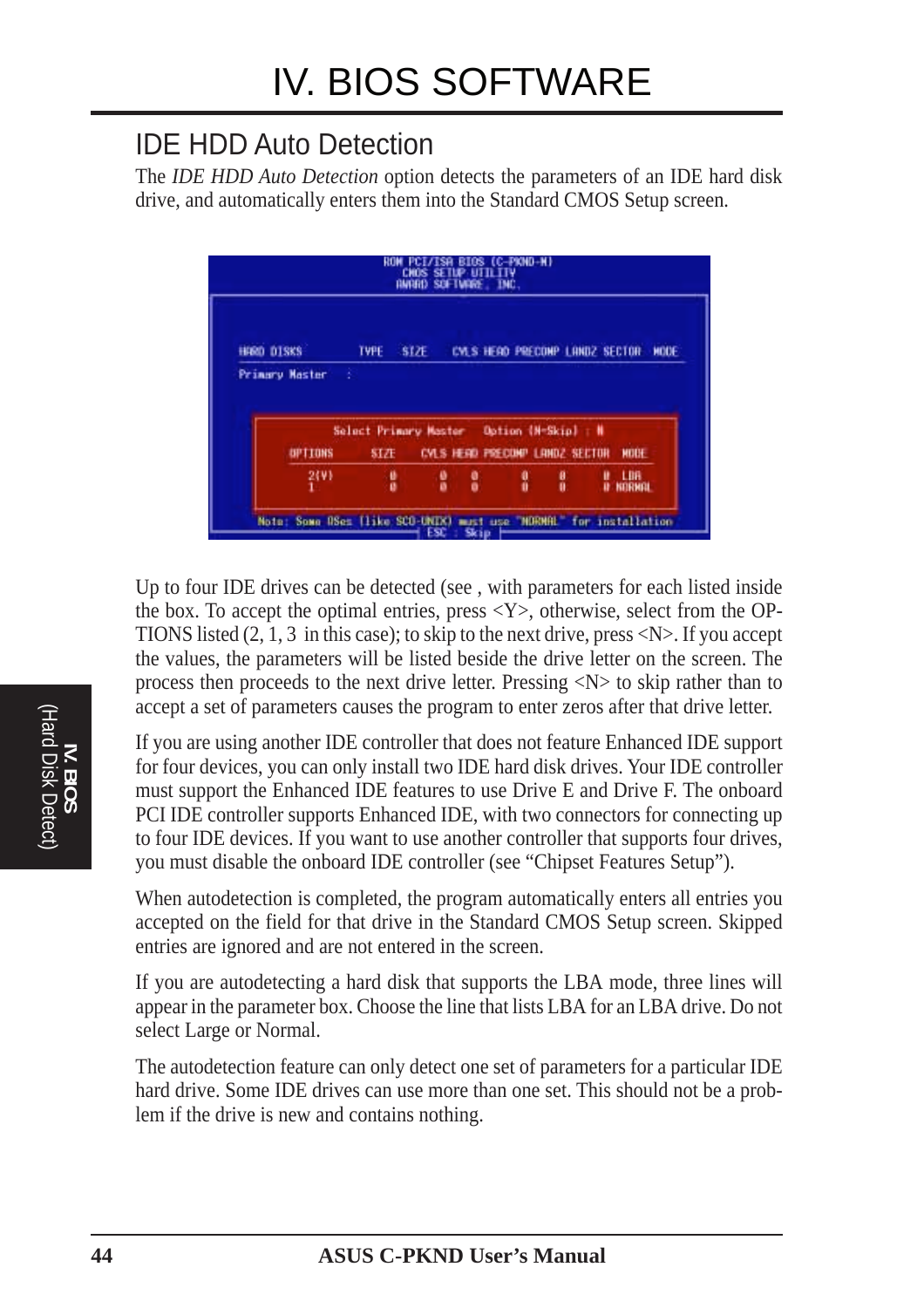# IV. BIOS SOFTWARE

## IDE HDD Auto Detection

The *IDE HDD Auto Detection* option detects the parameters of an IDE hard disk drive, and automatically enters them into the Standard CMOS Setup screen.

```
ROM PCI/ISA BIOS (C-PKND-M)
CMOS SETUP UTILITY
AWARD SOFTWARE, INC.

HARD DISKS        TYPE   SIZE    CYLS HEAD PRECOMP LANDZ SECTOR  MODE
Primary Master    :

        Select Primary Master     Option (N=Skip) : N

   OPTIONS      SIZE     CYLS HEAD PRECOMP LANDZ SECTOR  MODE
    2(Y)          0        0    0     0      0      0    LBA
    1             0        0    0     0      0      0    NORMAL

Note: Some OSes (like SCO-UNIX) must use "NORMAL" for installation
                          ESC : Skip
```

Up to four IDE drives can be detected (see , with parameters for each listed inside the box. To accept the optimal entries, press <Y>, otherwise, select from the OPTIONS listed (2, 1, 3 in this case); to skip to the next drive, press <N>. If you accept the values, the parameters will be listed beside the drive letter on the screen. The process then proceeds to the next drive letter. Pressing <N> to skip rather than to accept a set of parameters causes the program to enter zeros after that drive letter.

If you are using another IDE controller that does not feature Enhanced IDE support for four devices, you can only install two IDE hard disk drives. Your IDE controller must support the Enhanced IDE features to use Drive E and Drive F. The onboard PCI IDE controller supports Enhanced IDE, with two connectors for connecting up to four IDE devices. If you want to use another controller that supports four drives, you must disable the onboard IDE controller (see "Chipset Features Setup").

When autodetection is completed, the program automatically enters all entries you accepted on the field for that drive in the Standard CMOS Setup screen. Skipped entries are ignored and are not entered in the screen.

If you are autodetecting a hard disk that supports the LBA mode, three lines will appear in the parameter box. Choose the line that lists LBA for an LBA drive. Do not select Large or Normal.

The autodetection feature can only detect one set of parameters for a particular IDE hard drive. Some IDE drives can use more than one set. This should not be a problem if the drive is new and contains nothing.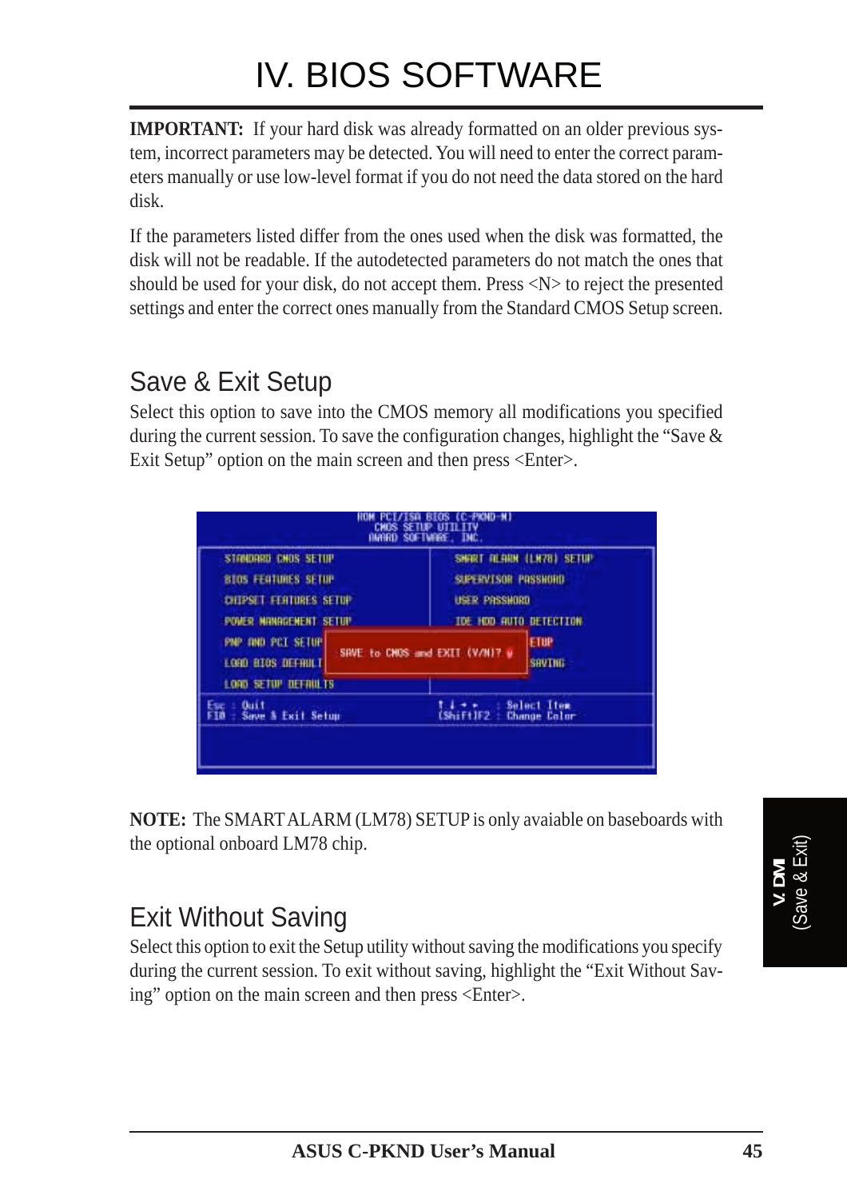# IV. BIOS SOFTWARE

**IMPORTANT:** If your hard disk was already formatted on an older previous system, incorrect parameters may be detected. You will need to enter the correct parameters manually or use low-level format if you do not need the data stored on the hard disk.

If the parameters listed differ from the ones used when the disk was formatted, the disk will not be readable. If the autodetected parameters do not match the ones that should be used for your disk, do not accept them. Press <N> to reject the presented settings and enter the correct ones manually from the Standard CMOS Setup screen.

## Save & Exit Setup

Select this option to save into the CMOS memory all modifications you specified during the current session. To save the configuration changes, highlight the "Save & Exit Setup" option on the main screen and then press <Enter>.

```
ROM PCI/ISA BIOS (C-PKND-N)
CMOS SETUP UTILITY
AWARD SOFTWARE, INC.

STANDARD CMOS SETUP          SMART ALARM (LM78) SETUP
BIOS FEATURES SETUP          SUPERVISOR PASSWORD
CHIPSET FEATURES SETUP       USER PASSWORD
POWER MANAGEMENT SETUP       IDE HDD AUTO DETECTION
PNP AND PCI SETUP            SAVE & EXIT SETUP
LOAD BIOS DEFAULTS           EXIT WITHOUT SAVING
LOAD SETUP DEFAULTS

           SAVE to CMOS and EXIT (Y/N)? Y

Esc : Quit                   ↑ ↓ → ←   : Select Item
F10 : Save & Exit Setup      (Shift)F2 : Change Color
```

**NOTE:** The SMART ALARM (LM78) SETUP is only avaiable on baseboards with the optional onboard LM78 chip.

## Exit Without Saving

Select this option to exit the Setup utility without saving the modifications you specify during the current session. To exit without saving, highlight the "Exit Without Saving" option on the main screen and then press <Enter>.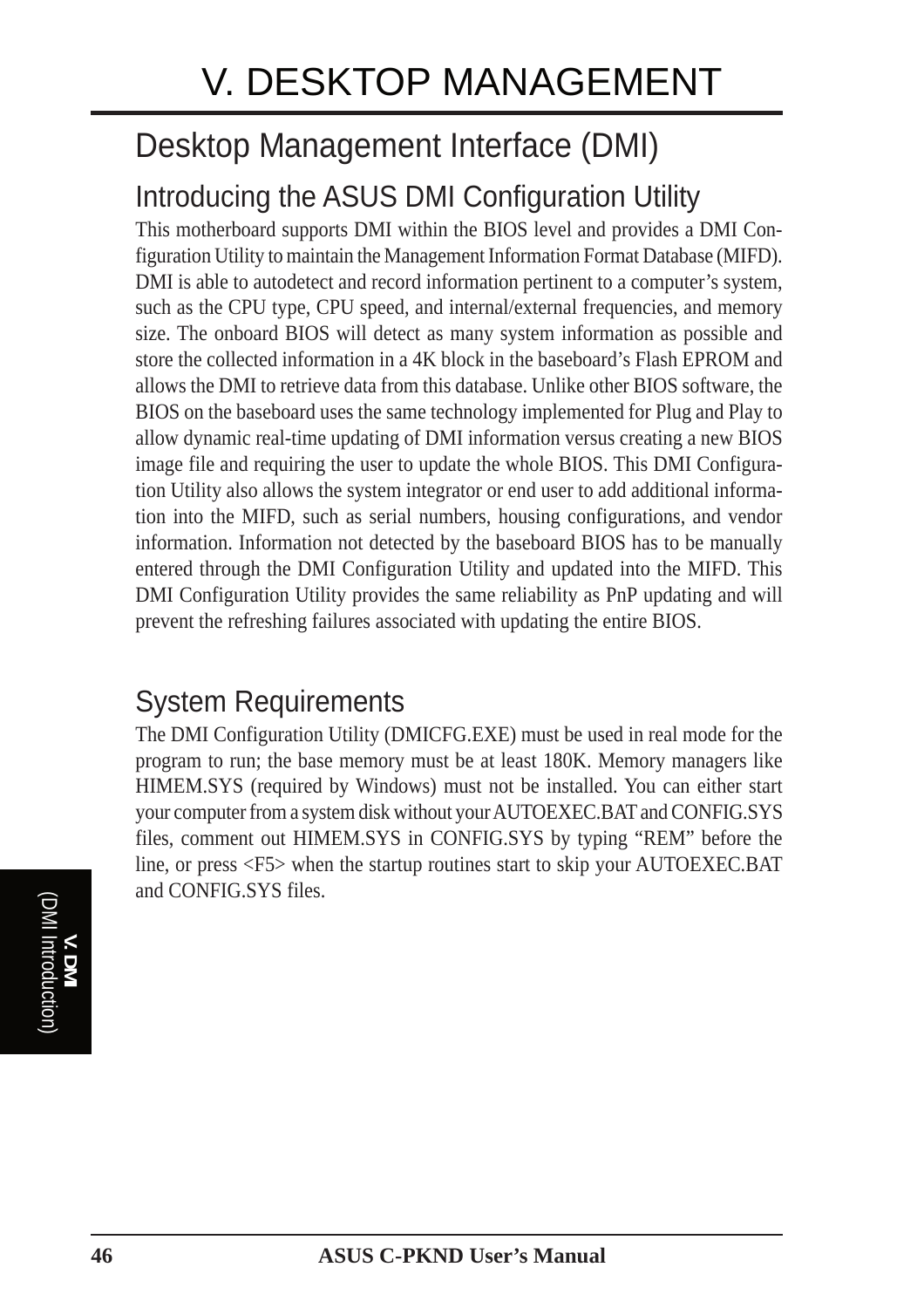# V. DESKTOP MANAGEMENT

## Desktop Management Interface (DMI)

### Introducing the ASUS DMI Configuration Utility

This motherboard supports DMI within the BIOS level and provides a DMI Configuration Utility to maintain the Management Information Format Database (MIFD). DMI is able to autodetect and record information pertinent to a computer's system, such as the CPU type, CPU speed, and internal/external frequencies, and memory size. The onboard BIOS will detect as many system information as possible and store the collected information in a 4K block in the baseboard's Flash EPROM and allows the DMI to retrieve data from this database. Unlike other BIOS software, the BIOS on the baseboard uses the same technology implemented for Plug and Play to allow dynamic real-time updating of DMI information versus creating a new BIOS image file and requiring the user to update the whole BIOS. This DMI Configuration Utility also allows the system integrator or end user to add additional information into the MIFD, such as serial numbers, housing configurations, and vendor information. Information not detected by the baseboard BIOS has to be manually entered through the DMI Configuration Utility and updated into the MIFD. This DMI Configuration Utility provides the same reliability as PnP updating and will prevent the refreshing failures associated with updating the entire BIOS.

### System Requirements

The DMI Configuration Utility (DMICFG.EXE) must be used in real mode for the program to run; the base memory must be at least 180K. Memory managers like HIMEM.SYS (required by Windows) must not be installed. You can either start your computer from a system disk without your AUTOEXEC.BAT and CONFIG.SYS files, comment out HIMEM.SYS in CONFIG.SYS by typing "REM" before the line, or press <F5> when the startup routines start to skip your AUTOEXEC.BAT and CONFIG.SYS files.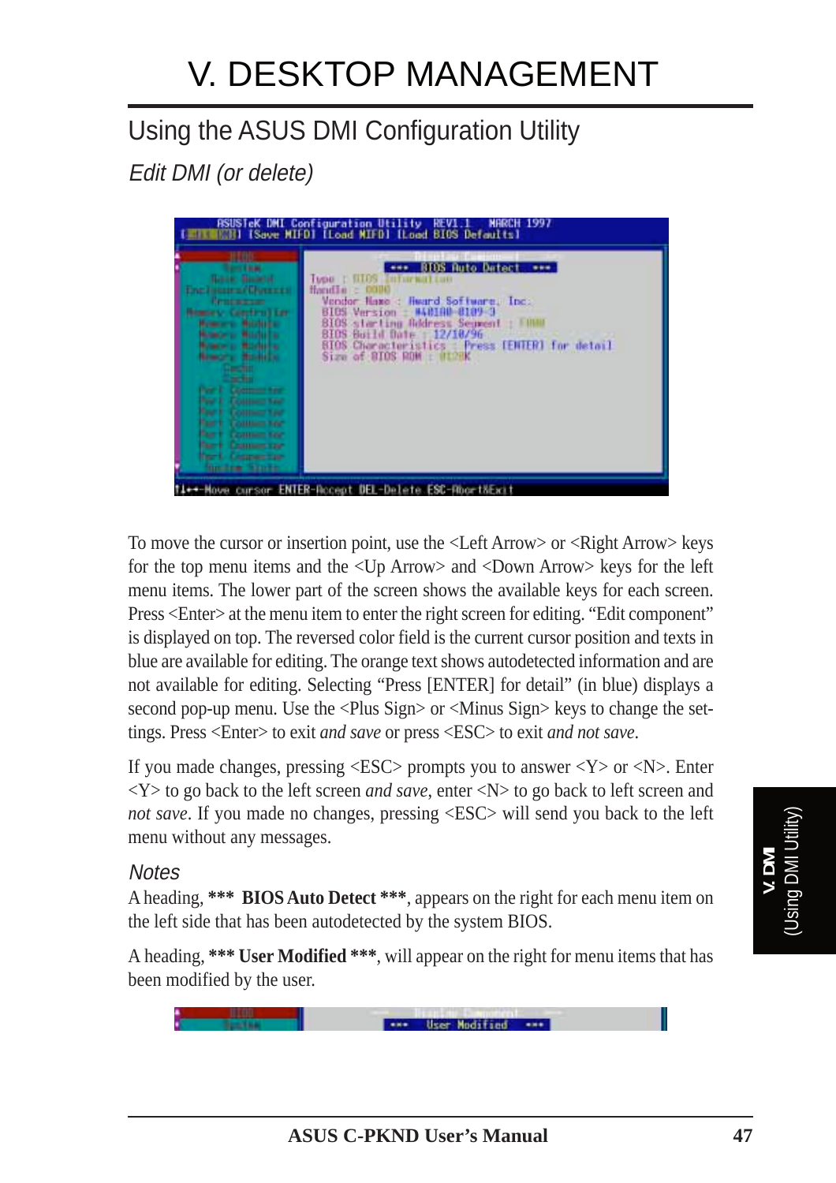# V. DESKTOP MANAGEMENT

## Using the ASUS DMI Configuration Utility

### *Edit DMI (or delete)*

To move the cursor or insertion point, use the <Left Arrow> or <Right Arrow> keys for the top menu items and the <Up Arrow> and <Down Arrow> keys for the left menu items. The lower part of the screen shows the available keys for each screen. Press <Enter> at the menu item to enter the right screen for editing. “Edit component” is displayed on top. The reversed color field is the current cursor position and texts in blue are available for editing. The orange text shows autodetected information and are not available for editing. Selecting “Press [ENTER] for detail” (in blue) displays a second pop-up menu. Use the <Plus Sign> or <Minus Sign> keys to change the settings. Press <Enter> to exit *and save* or press <ESC> to exit *and not save*.

If you made changes, pressing <ESC> prompts you to answer <Y> or <N>. Enter <Y> to go back to the left screen *and save*, enter <N> to go back to left screen and *not save*. If you made no changes, pressing <ESC> will send you back to the left menu without any messages.

### *Notes*

A heading, **\*\*\* BIOS Auto Detect \*\*\***, appears on the right for each menu item on the left side that has been autodetected by the system BIOS.

A heading, **\*\*\* User Modified \*\*\***, will appear on the right for menu items that has been modified by the user.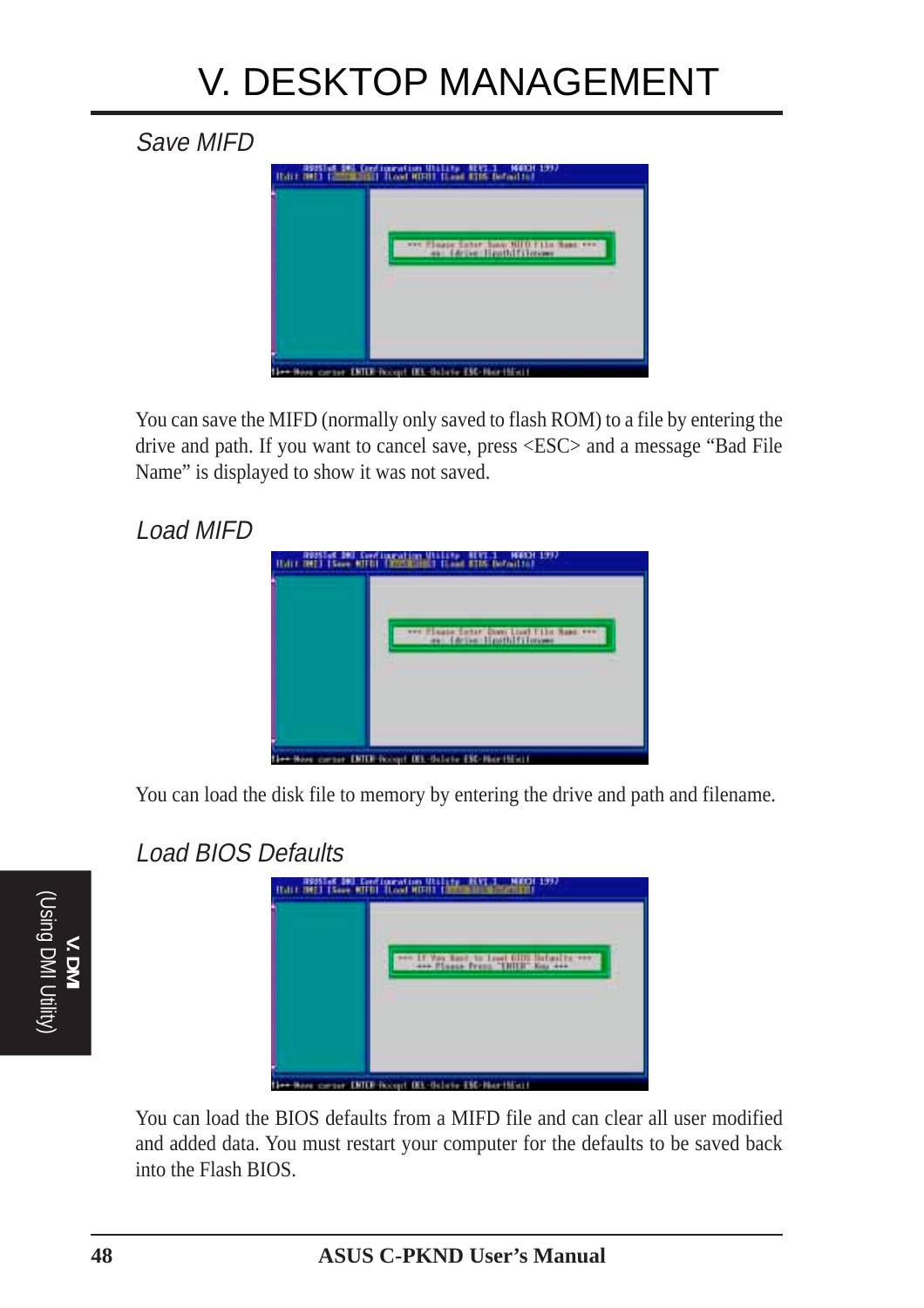# V. DESKTOP MANAGEMENT

### Save MIFD

You can save the MIFD (normally only saved to flash ROM) to a file by entering the drive and path. If you want to cancel save, press <ESC> and a message "Bad File Name" is displayed to show it was not saved.

### Load MIFD

You can load the disk file to memory by entering the drive and path and filename.

### Load BIOS Defaults

You can load the BIOS defaults from a MIFD file and can clear all user modified and added data. You must restart your computer for the defaults to be saved back into the Flash BIOS.